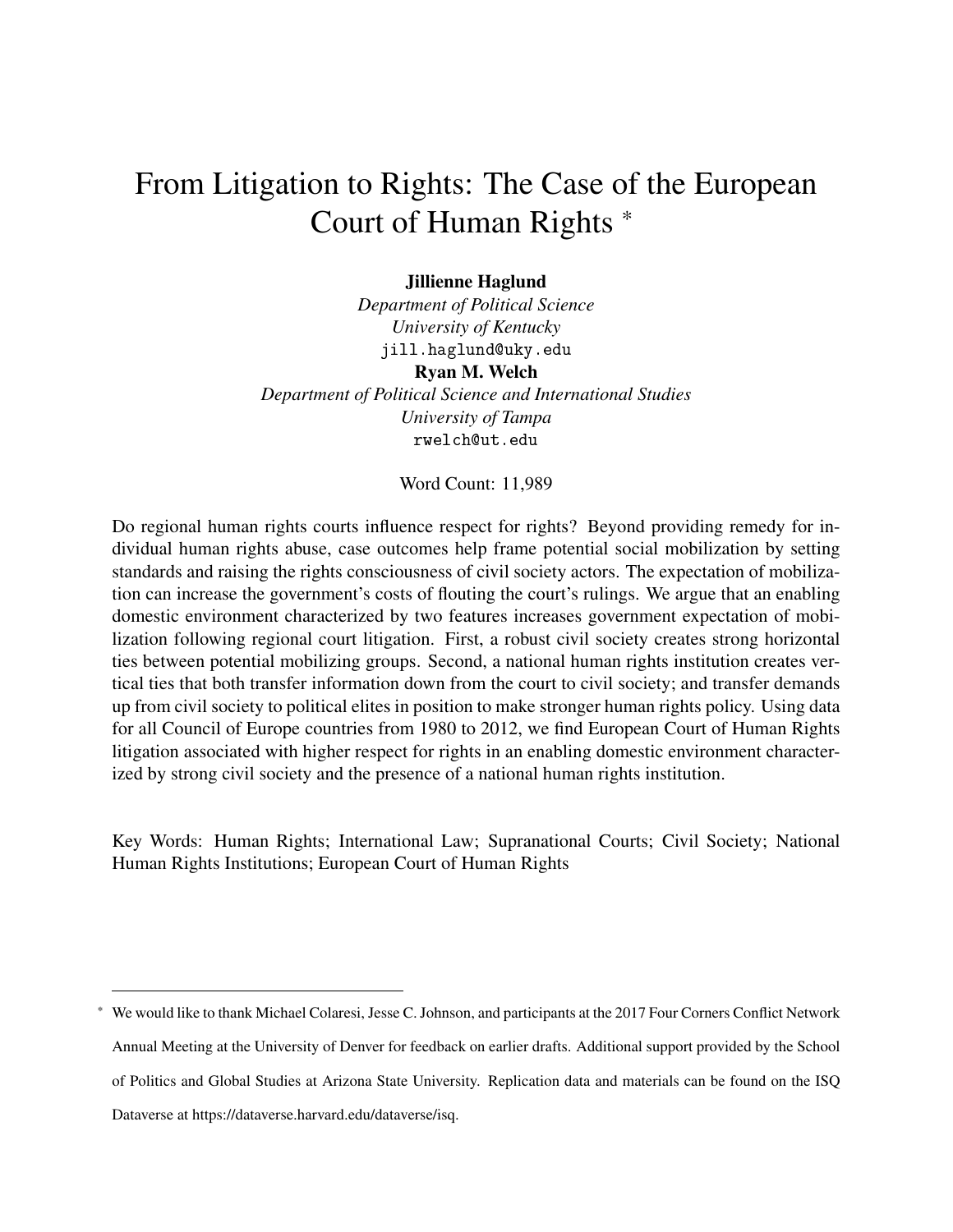# From Litigation to Rights: The Case of the European Court of Human Rights *

**Jillienne Haglund**
*Department of Political Science*
*University of Kentucky*
jill.haglund@uky.edu

**Ryan M. Welch**
*Department of Political Science and International Studies*
*University of Tampa*
rwelch@ut.edu

Word Count: 11,989

Do regional human rights courts influence respect for rights? Beyond providing remedy for individual human rights abuse, case outcomes help frame potential social mobilization by setting standards and raising the rights consciousness of civil society actors. The expectation of mobilization can increase the government's costs of flouting the court's rulings. We argue that an enabling domestic environment characterized by two features increases government expectation of mobilization following regional court litigation. First, a robust civil society creates strong horizontal ties between potential mobilizing groups. Second, a national human rights institution creates vertical ties that both transfer information down from the court to civil society; and transfer demands up from civil society to political elites in position to make stronger human rights policy. Using data for all Council of Europe countries from 1980 to 2012, we find European Court of Human Rights litigation associated with higher respect for rights in an enabling domestic environment characterized by strong civil society and the presence of a national human rights institution.

Key Words: Human Rights; International Law; Supranational Courts; Civil Society; National Human Rights Institutions; European Court of Human Rights

* We would like to thank Michael Colaresi, Jesse C. Johnson, and participants at the 2017 Four Corners Conflict Network Annual Meeting at the University of Denver for feedback on earlier drafts. Additional support provided by the School of Politics and Global Studies at Arizona State University. Replication data and materials can be found on the ISQ Dataverse at https://dataverse.harvard.edu/dataverse/isq.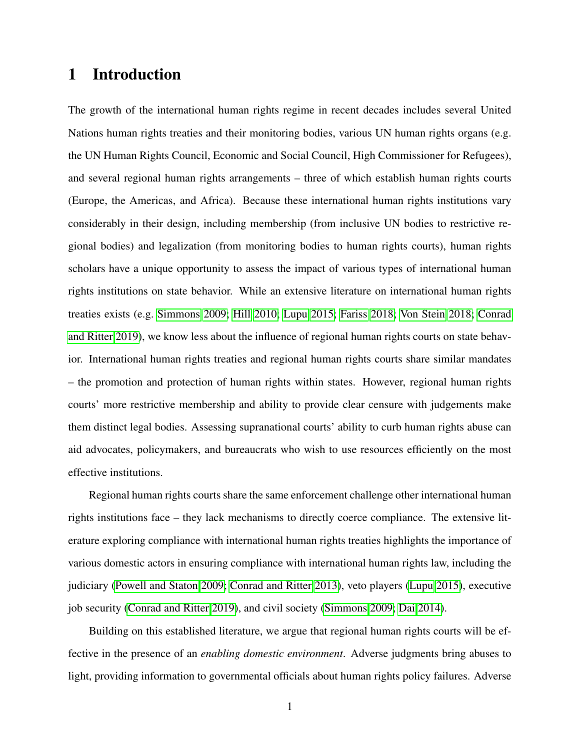# 1 Introduction

The growth of the international human rights regime in recent decades includes several United Nations human rights treaties and their monitoring bodies, various UN human rights organs (e.g. the UN Human Rights Council, Economic and Social Council, High Commissioner for Refugees), and several regional human rights arrangements – three of which establish human rights courts (Europe, the Americas, and Africa). Because these international human rights institutions vary considerably in their design, including membership (from inclusive UN bodies to restrictive regional bodies) and legalization (from monitoring bodies to human rights courts), human rights scholars have a unique opportunity to assess the impact of various types of international human rights institutions on state behavior. While an extensive literature on international human rights treaties exists (e.g. Simmons 2009; Hill 2010; Lupu 2015; Fariss 2018; Von Stein 2018; Conrad and Ritter 2019), we know less about the influence of regional human rights courts on state behavior. International human rights treaties and regional human rights courts share similar mandates – the promotion and protection of human rights within states. However, regional human rights courts' more restrictive membership and ability to provide clear censure with judgements make them distinct legal bodies. Assessing supranational courts' ability to curb human rights abuse can aid advocates, policymakers, and bureaucrats who wish to use resources efficiently on the most effective institutions.

Regional human rights courts share the same enforcement challenge other international human rights institutions face – they lack mechanisms to directly coerce compliance. The extensive literature exploring compliance with international human rights treaties highlights the importance of various domestic actors in ensuring compliance with international human rights law, including the judiciary (Powell and Staton 2009; Conrad and Ritter 2013), veto players (Lupu 2015), executive job security (Conrad and Ritter 2019), and civil society (Simmons 2009; Dai 2014).

Building on this established literature, we argue that regional human rights courts will be effective in the presence of an *enabling domestic environment*. Adverse judgments bring abuses to light, providing information to governmental officials about human rights policy failures. Adverse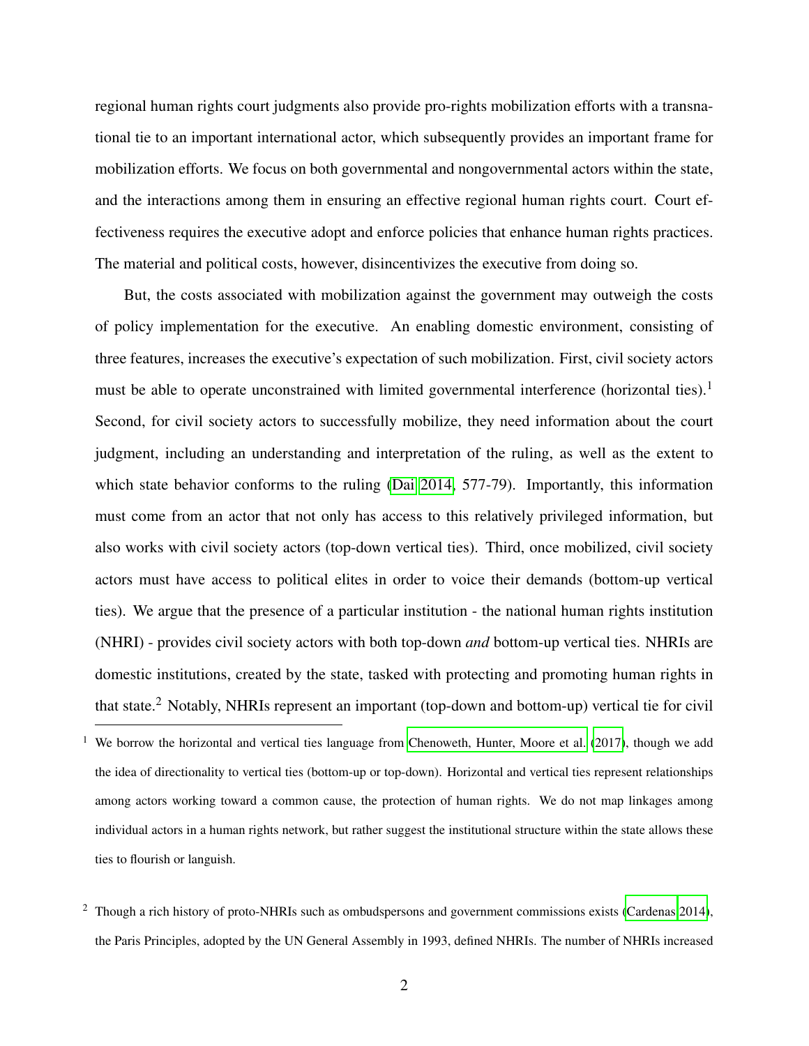regional human rights court judgments also provide pro-rights mobilization efforts with a transnational tie to an important international actor, which subsequently provides an important frame for mobilization efforts. We focus on both governmental and nongovernmental actors within the state, and the interactions among them in ensuring an effective regional human rights court. Court effectiveness requires the executive adopt and enforce policies that enhance human rights practices. The material and political costs, however, disincentivizes the executive from doing so.

But, the costs associated with mobilization against the government may outweigh the costs of policy implementation for the executive. An enabling domestic environment, consisting of three features, increases the executive's expectation of such mobilization. First, civil society actors must be able to operate unconstrained with limited governmental interference (horizontal ties).[1] Second, for civil society actors to successfully mobilize, they need information about the court judgment, including an understanding and interpretation of the ruling, as well as the extent to which state behavior conforms to the ruling (Dai 2014, 577-79). Importantly, this information must come from an actor that not only has access to this relatively privileged information, but also works with civil society actors (top-down vertical ties). Third, once mobilized, civil society actors must have access to political elites in order to voice their demands (bottom-up vertical ties). We argue that the presence of a particular institution - the national human rights institution (NHRI) - provides civil society actors with both top-down *and* bottom-up vertical ties. NHRIs are domestic institutions, created by the state, tasked with protecting and promoting human rights in that state.[2] Notably, NHRIs represent an important (top-down and bottom-up) vertical tie for civil

[1] We borrow the horizontal and vertical ties language from Chenoweth, Hunter, Moore et al. (2017), though we add the idea of directionality to vertical ties (bottom-up or top-down). Horizontal and vertical ties represent relationships among actors working toward a common cause, the protection of human rights. We do not map linkages among individual actors in a human rights network, but rather suggest the institutional structure within the state allows these ties to flourish or languish.

[2] Though a rich history of proto-NHRIs such as ombudspersons and government commissions exists (Cardenas 2014), the Paris Principles, adopted by the UN General Assembly in 1993, defined NHRIs. The number of NHRIs increased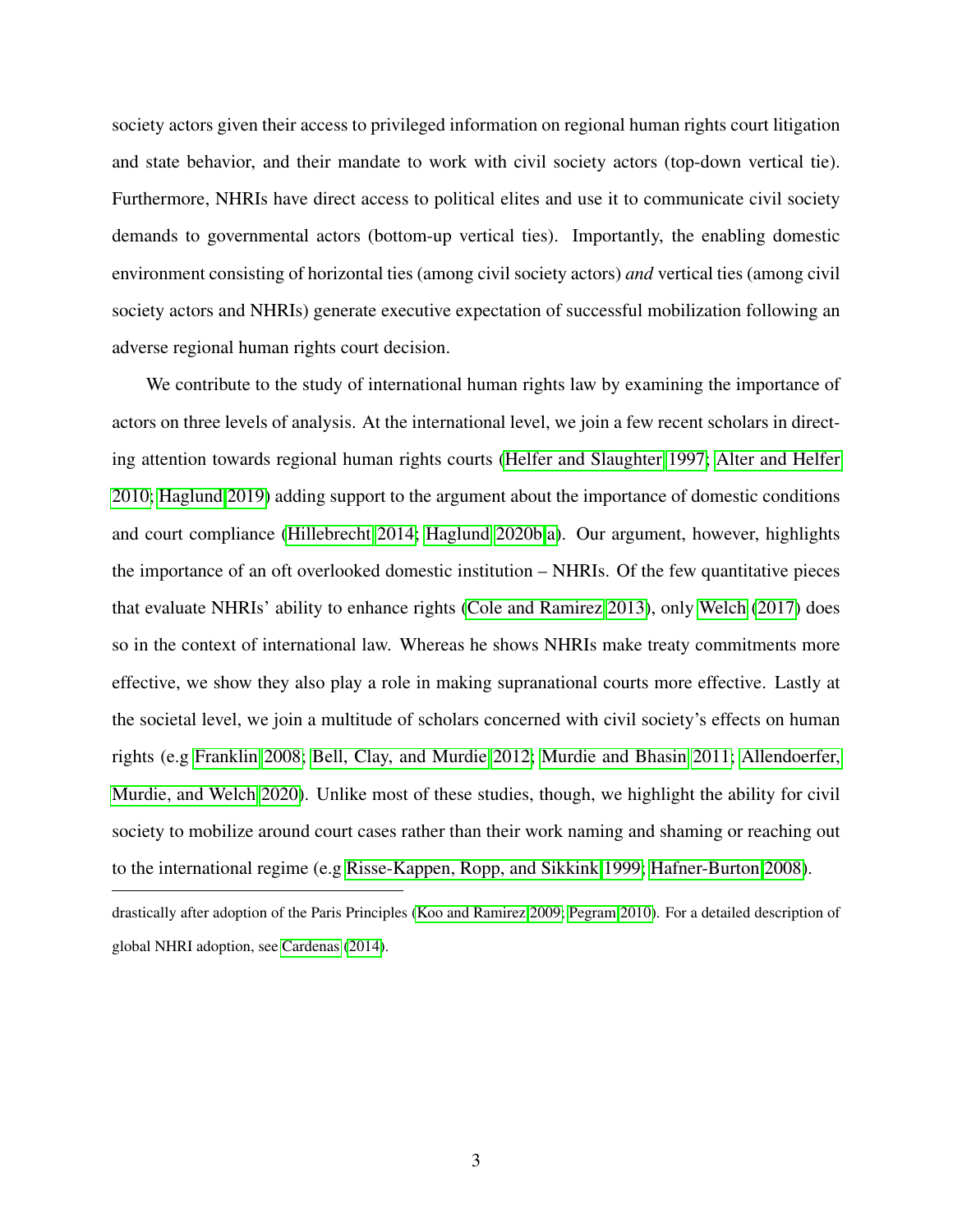society actors given their access to privileged information on regional human rights court litigation and state behavior, and their mandate to work with civil society actors (top-down vertical tie). Furthermore, NHRIs have direct access to political elites and use it to communicate civil society demands to governmental actors (bottom-up vertical ties). Importantly, the enabling domestic environment consisting of horizontal ties (among civil society actors) *and* vertical ties (among civil society actors and NHRIs) generate executive expectation of successful mobilization following an adverse regional human rights court decision.

We contribute to the study of international human rights law by examining the importance of actors on three levels of analysis. At the international level, we join a few recent scholars in directing attention towards regional human rights courts (Helfer and Slaughter 1997; Alter and Helfer 2010; Haglund 2019) adding support to the argument about the importance of domestic conditions and court compliance (Hillebrecht 2014; Haglund 2020b,a). Our argument, however, highlights the importance of an oft overlooked domestic institution – NHRIs. Of the few quantitative pieces that evaluate NHRIs' ability to enhance rights (Cole and Ramirez 2013), only Welch (2017) does so in the context of international law. Whereas he shows NHRIs make treaty commitments more effective, we show they also play a role in making supranational courts more effective. Lastly at the societal level, we join a multitude of scholars concerned with civil society's effects on human rights (e.g Franklin 2008; Bell, Clay, and Murdie 2012; Murdie and Bhasin 2011; Allendoerfer, Murdie, and Welch 2020). Unlike most of these studies, though, we highlight the ability for civil society to mobilize around court cases rather than their work naming and shaming or reaching out to the international regime (e.g Risse-Kappen, Ropp, and Sikkink 1999; Hafner-Burton 2008).

---

drastically after adoption of the Paris Principles (Koo and Ramirez 2009; Pegram 2010). For a detailed description of global NHRI adoption, see Cardenas (2014).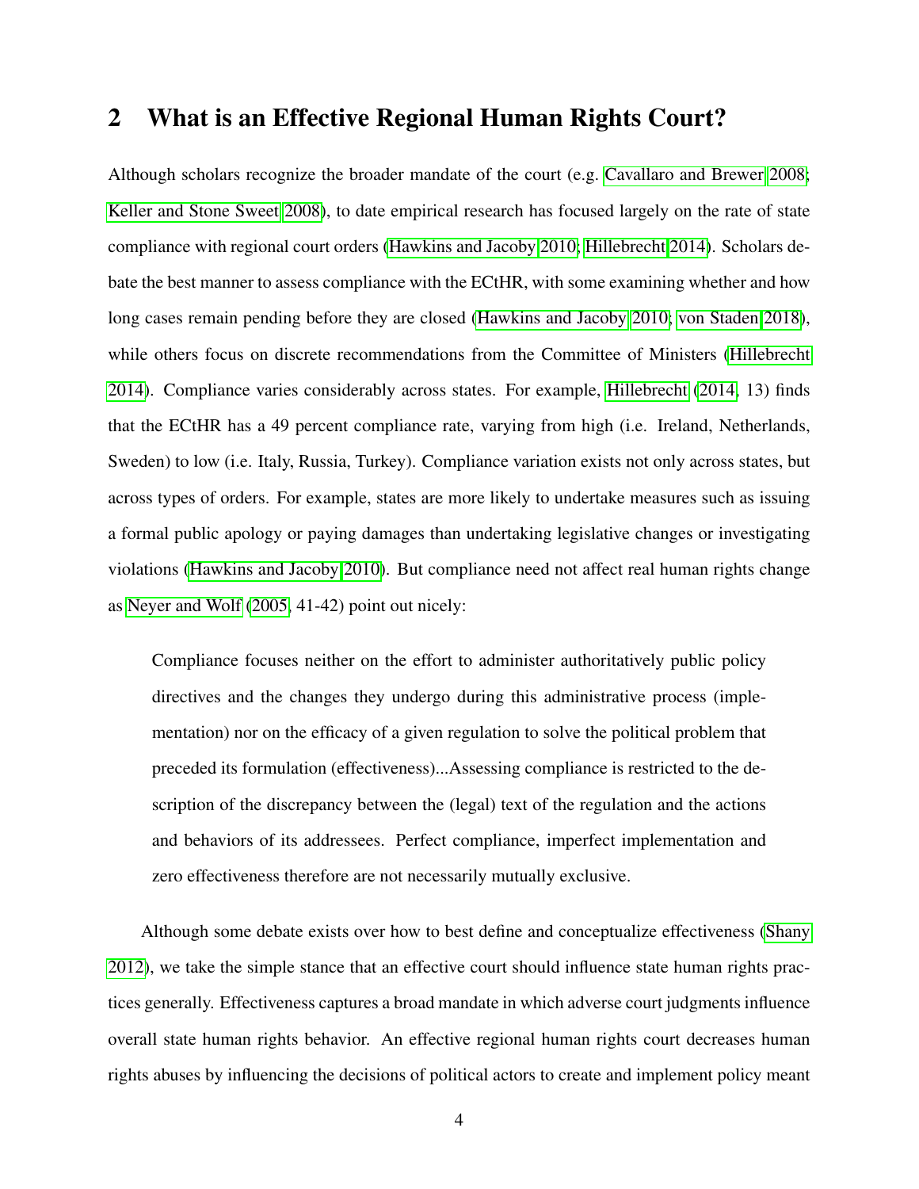## 2 What is an Effective Regional Human Rights Court?

Although scholars recognize the broader mandate of the court (e.g. Cavallaro and Brewer 2008; Keller and Stone Sweet 2008), to date empirical research has focused largely on the rate of state compliance with regional court orders (Hawkins and Jacoby 2010; Hillebrecht 2014). Scholars debate the best manner to assess compliance with the ECtHR, with some examining whether and how long cases remain pending before they are closed (Hawkins and Jacoby 2010; von Staden 2018), while others focus on discrete recommendations from the Committee of Ministers (Hillebrecht 2014). Compliance varies considerably across states. For example, Hillebrecht (2014, 13) finds that the ECtHR has a 49 percent compliance rate, varying from high (i.e. Ireland, Netherlands, Sweden) to low (i.e. Italy, Russia, Turkey). Compliance variation exists not only across states, but across types of orders. For example, states are more likely to undertake measures such as issuing a formal public apology or paying damages than undertaking legislative changes or investigating violations (Hawkins and Jacoby 2010). But compliance need not affect real human rights change as Neyer and Wolf (2005, 41-42) point out nicely:

> Compliance focuses neither on the effort to administer authoritatively public policy directives and the changes they undergo during this administrative process (implementation) nor on the efficacy of a given regulation to solve the political problem that preceded its formulation (effectiveness)...Assessing compliance is restricted to the description of the discrepancy between the (legal) text of the regulation and the actions and behaviors of its addressees. Perfect compliance, imperfect implementation and zero effectiveness therefore are not necessarily mutually exclusive.

Although some debate exists over how to best define and conceptualize effectiveness (Shany 2012), we take the simple stance that an effective court should influence state human rights practices generally. Effectiveness captures a broad mandate in which adverse court judgments influence overall state human rights behavior. An effective regional human rights court decreases human rights abuses by influencing the decisions of political actors to create and implement policy meant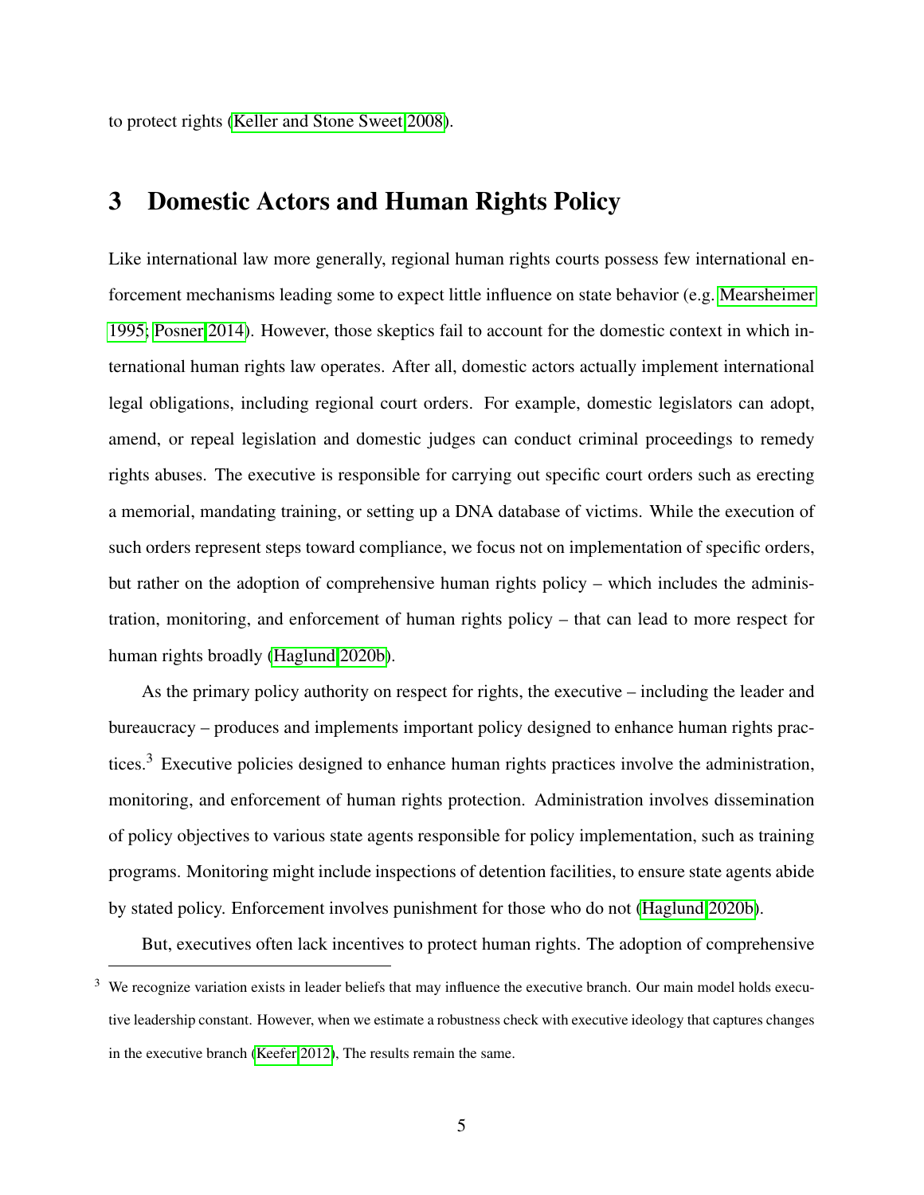to protect rights (Keller and Stone Sweet 2008).

## 3 Domestic Actors and Human Rights Policy

Like international law more generally, regional human rights courts possess few international enforcement mechanisms leading some to expect little influence on state behavior (e.g. Mearsheimer 1995; Posner 2014). However, those skeptics fail to account for the domestic context in which international human rights law operates. After all, domestic actors actually implement international legal obligations, including regional court orders. For example, domestic legislators can adopt, amend, or repeal legislation and domestic judges can conduct criminal proceedings to remedy rights abuses. The executive is responsible for carrying out specific court orders such as erecting a memorial, mandating training, or setting up a DNA database of victims. While the execution of such orders represent steps toward compliance, we focus not on implementation of specific orders, but rather on the adoption of comprehensive human rights policy – which includes the administration, monitoring, and enforcement of human rights policy – that can lead to more respect for human rights broadly (Haglund 2020b).

As the primary policy authority on respect for rights, the executive – including the leader and bureaucracy – produces and implements important policy designed to enhance human rights practices.[3] Executive policies designed to enhance human rights practices involve the administration, monitoring, and enforcement of human rights protection. Administration involves dissemination of policy objectives to various state agents responsible for policy implementation, such as training programs. Monitoring might include inspections of detention facilities, to ensure state agents abide by stated policy. Enforcement involves punishment for those who do not (Haglund 2020b).

But, executives often lack incentives to protect human rights. The adoption of comprehensive

[3] We recognize variation exists in leader beliefs that may influence the executive branch. Our main model holds executive leadership constant. However, when we estimate a robustness check with executive ideology that captures changes in the executive branch (Keefer 2012), The results remain the same.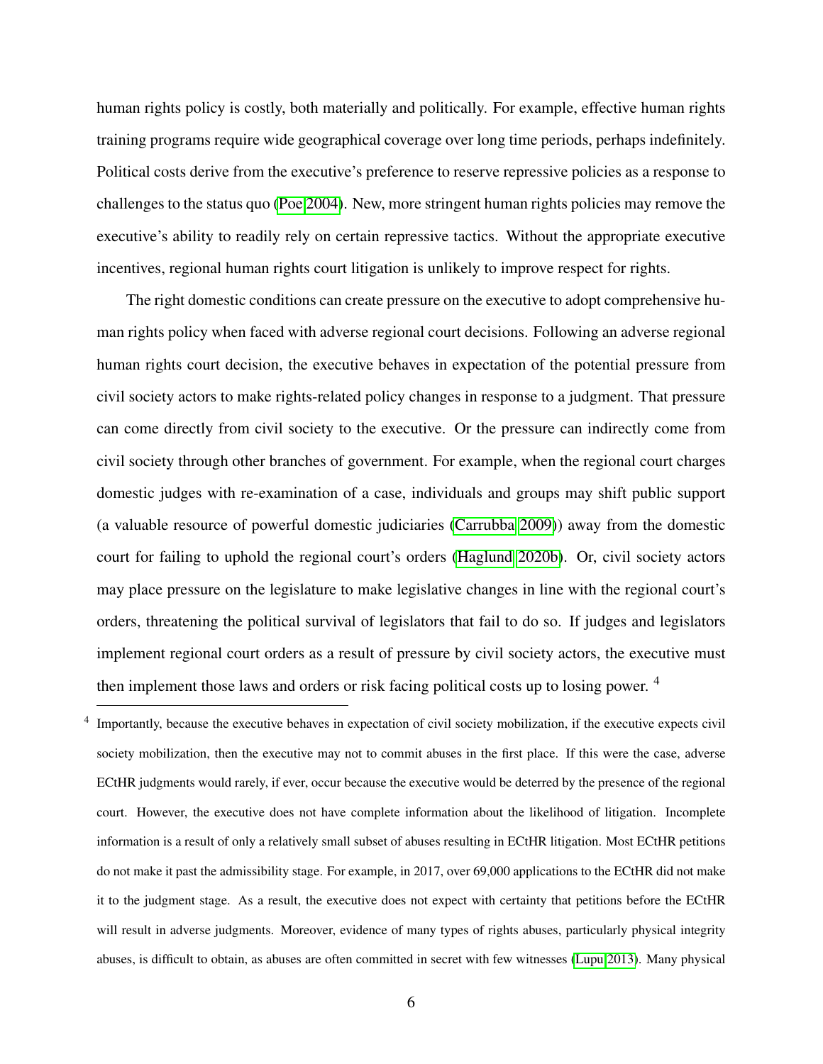human rights policy is costly, both materially and politically. For example, effective human rights training programs require wide geographical coverage over long time periods, perhaps indefinitely. Political costs derive from the executive's preference to reserve repressive policies as a response to challenges to the status quo (Poe 2004). New, more stringent human rights policies may remove the executive's ability to readily rely on certain repressive tactics. Without the appropriate executive incentives, regional human rights court litigation is unlikely to improve respect for rights.

The right domestic conditions can create pressure on the executive to adopt comprehensive human rights policy when faced with adverse regional court decisions. Following an adverse regional human rights court decision, the executive behaves in expectation of the potential pressure from civil society actors to make rights-related policy changes in response to a judgment. That pressure can come directly from civil society to the executive. Or the pressure can indirectly come from civil society through other branches of government. For example, when the regional court charges domestic judges with re-examination of a case, individuals and groups may shift public support (a valuable resource of powerful domestic judiciaries (Carrubba 2009)) away from the domestic court for failing to uphold the regional court's orders (Haglund 2020b). Or, civil society actors may place pressure on the legislature to make legislative changes in line with the regional court's orders, threatening the political survival of legislators that fail to do so. If judges and legislators implement regional court orders as a result of pressure by civil society actors, the executive must then implement those laws and orders or risk facing political costs up to losing power. [4]

[4] Importantly, because the executive behaves in expectation of civil society mobilization, if the executive expects civil society mobilization, then the executive may not to commit abuses in the first place. If this were the case, adverse ECtHR judgments would rarely, if ever, occur because the executive would be deterred by the presence of the regional court. However, the executive does not have complete information about the likelihood of litigation. Incomplete information is a result of only a relatively small subset of abuses resulting in ECtHR litigation. Most ECtHR petitions do not make it past the admissibility stage. For example, in 2017, over 69,000 applications to the ECtHR did not make it to the judgment stage. As a result, the executive does not expect with certainty that petitions before the ECtHR will result in adverse judgments. Moreover, evidence of many types of rights abuses, particularly physical integrity abuses, is difficult to obtain, as abuses are often committed in secret with few witnesses (Lupu 2013). Many physical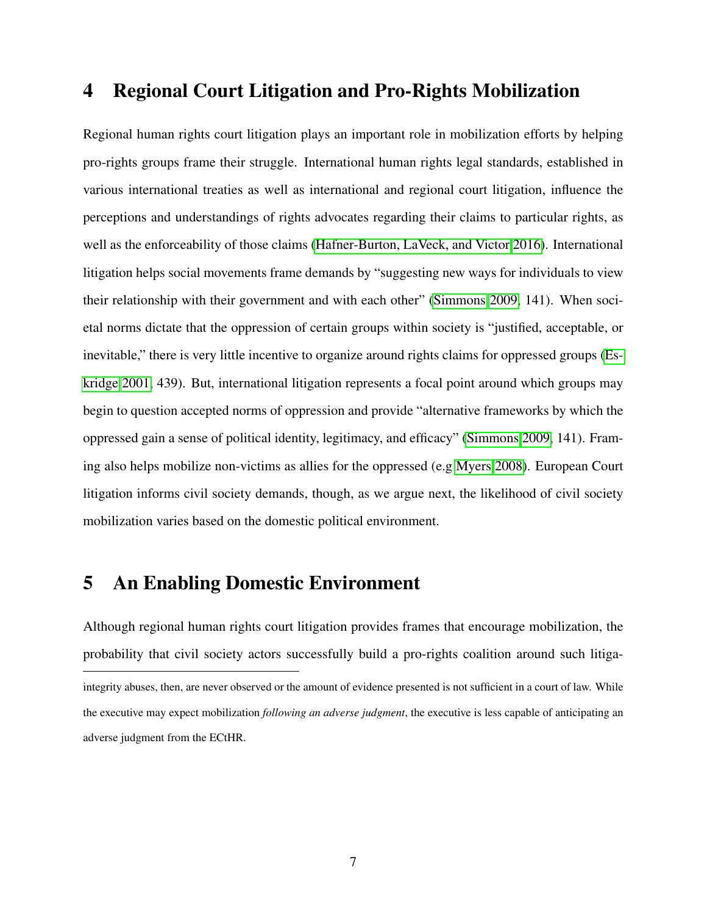# 4 Regional Court Litigation and Pro-Rights Mobilization

Regional human rights court litigation plays an important role in mobilization efforts by helping pro-rights groups frame their struggle. International human rights legal standards, established in various international treaties as well as international and regional court litigation, influence the perceptions and understandings of rights advocates regarding their claims to particular rights, as well as the enforceability of those claims (Hafner-Burton, LaVeck, and Victor 2016). International litigation helps social movements frame demands by "suggesting new ways for individuals to view their relationship with their government and with each other" (Simmons 2009, 141). When societal norms dictate that the oppression of certain groups within society is "justified, acceptable, or inevitable," there is very little incentive to organize around rights claims for oppressed groups (Eskridge 2001, 439). But, international litigation represents a focal point around which groups may begin to question accepted norms of oppression and provide "alternative frameworks by which the oppressed gain a sense of political identity, legitimacy, and efficacy" (Simmons 2009, 141). Framing also helps mobilize non-victims as allies for the oppressed (e.g Myers 2008). European Court litigation informs civil society demands, though, as we argue next, the likelihood of civil society mobilization varies based on the domestic political environment.

# 5 An Enabling Domestic Environment

Although regional human rights court litigation provides frames that encourage mobilization, the probability that civil society actors successfully build a pro-rights coalition around such litiga-

integrity abuses, then, are never observed or the amount of evidence presented is not sufficient in a court of law. While the executive may expect mobilization *following an adverse judgment*, the executive is less capable of anticipating an adverse judgment from the ECtHR.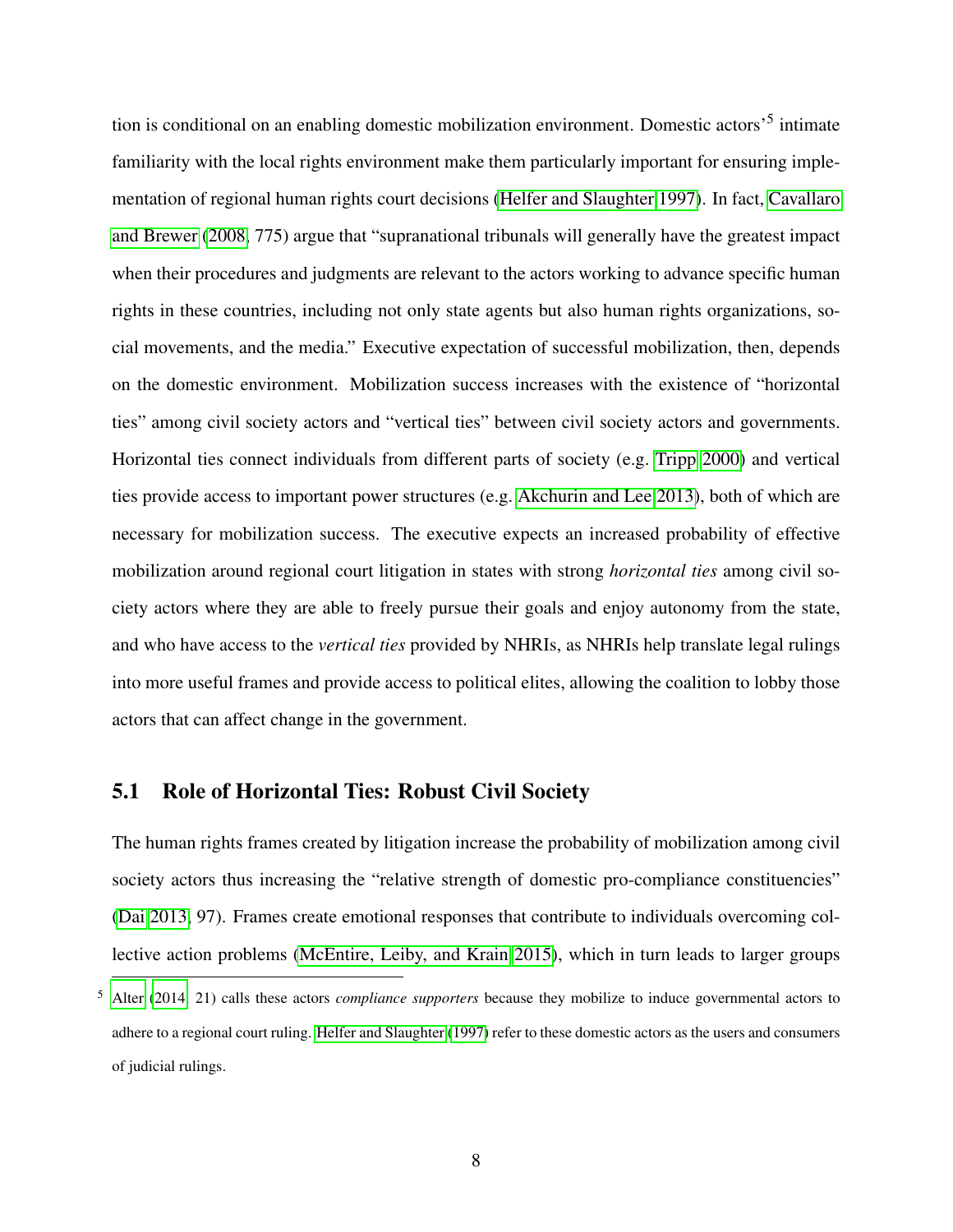tion is conditional on an enabling domestic mobilization environment. Domestic actors'[5] intimate familiarity with the local rights environment make them particularly important for ensuring implementation of regional human rights court decisions (Helfer and Slaughter 1997). In fact, Cavallaro and Brewer (2008, 775) argue that "supranational tribunals will generally have the greatest impact when their procedures and judgments are relevant to the actors working to advance specific human rights in these countries, including not only state agents but also human rights organizations, social movements, and the media." Executive expectation of successful mobilization, then, depends on the domestic environment. Mobilization success increases with the existence of "horizontal ties" among civil society actors and "vertical ties" between civil society actors and governments. Horizontal ties connect individuals from different parts of society (e.g. Tripp 2000) and vertical ties provide access to important power structures (e.g. Akchurin and Lee 2013), both of which are necessary for mobilization success. The executive expects an increased probability of effective mobilization around regional court litigation in states with strong *horizontal ties* among civil society actors where they are able to freely pursue their goals and enjoy autonomy from the state, and who have access to the *vertical ties* provided by NHRIs, as NHRIs help translate legal rulings into more useful frames and provide access to political elites, allowing the coalition to lobby those actors that can affect change in the government.

## 5.1 Role of Horizontal Ties: Robust Civil Society

The human rights frames created by litigation increase the probability of mobilization among civil society actors thus increasing the "relative strength of domestic pro-compliance constituencies" (Dai 2013, 97). Frames create emotional responses that contribute to individuals overcoming collective action problems (McEntire, Leiby, and Krain 2015), which in turn leads to larger groups

[5] Alter (2014, 21) calls these actors *compliance supporters* because they mobilize to induce governmental actors to adhere to a regional court ruling. Helfer and Slaughter (1997) refer to these domestic actors as the users and consumers of judicial rulings.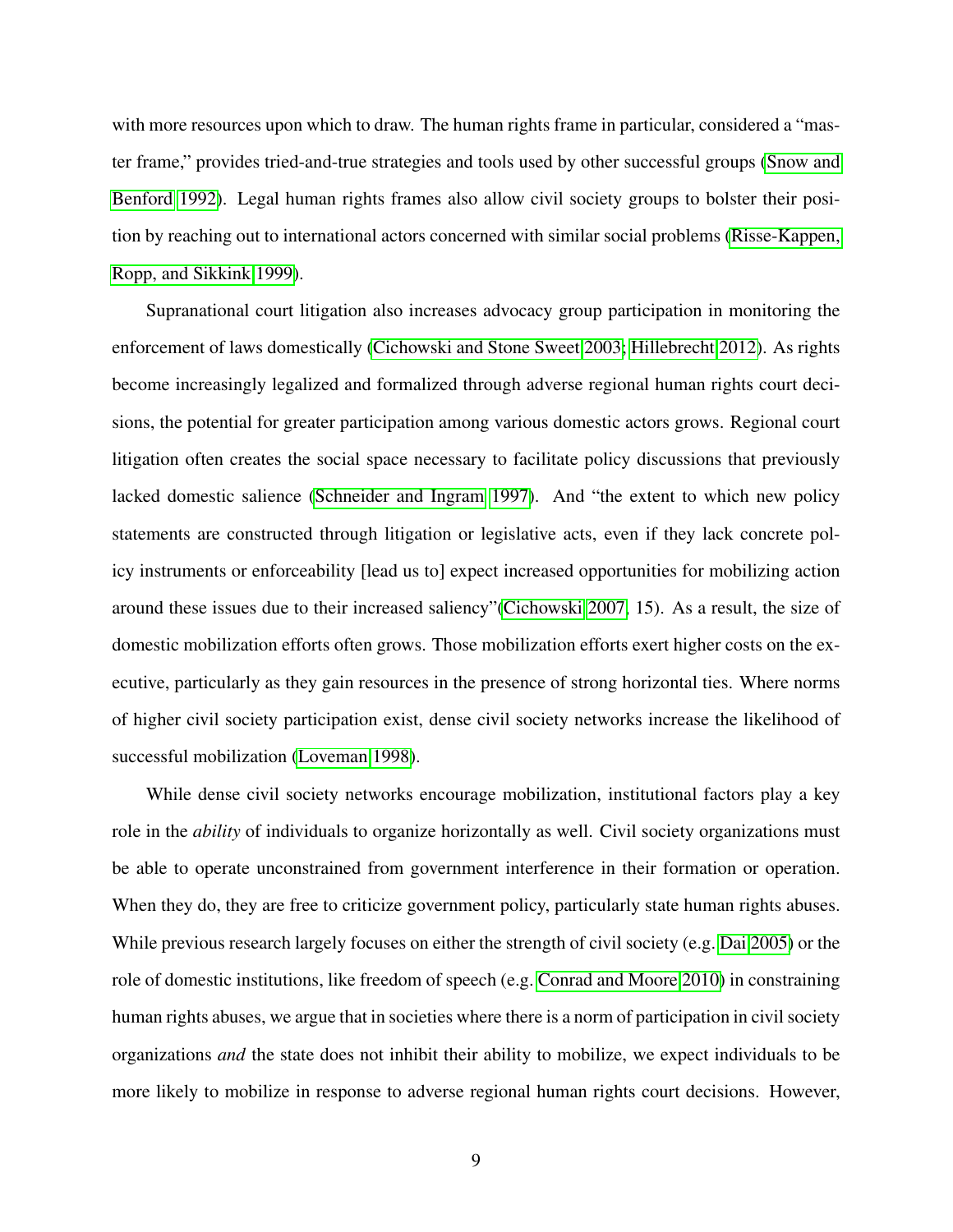with more resources upon which to draw. The human rights frame in particular, considered a "master frame," provides tried-and-true strategies and tools used by other successful groups (Snow and Benford 1992). Legal human rights frames also allow civil society groups to bolster their position by reaching out to international actors concerned with similar social problems (Risse-Kappen, Ropp, and Sikkink 1999).

Supranational court litigation also increases advocacy group participation in monitoring the enforcement of laws domestically (Cichowski and Stone Sweet 2003; Hillebrecht 2012). As rights become increasingly legalized and formalized through adverse regional human rights court decisions, the potential for greater participation among various domestic actors grows. Regional court litigation often creates the social space necessary to facilitate policy discussions that previously lacked domestic salience (Schneider and Ingram 1997). And "the extent to which new policy statements are constructed through litigation or legislative acts, even if they lack concrete policy instruments or enforceability [lead us to] expect increased opportunities for mobilizing action around these issues due to their increased saliency"(Cichowski 2007, 15). As a result, the size of domestic mobilization efforts often grows. Those mobilization efforts exert higher costs on the executive, particularly as they gain resources in the presence of strong horizontal ties. Where norms of higher civil society participation exist, dense civil society networks increase the likelihood of successful mobilization (Loveman 1998).

While dense civil society networks encourage mobilization, institutional factors play a key role in the *ability* of individuals to organize horizontally as well. Civil society organizations must be able to operate unconstrained from government interference in their formation or operation. When they do, they are free to criticize government policy, particularly state human rights abuses. While previous research largely focuses on either the strength of civil society (e.g. Dai 2005) or the role of domestic institutions, like freedom of speech (e.g. Conrad and Moore 2010) in constraining human rights abuses, we argue that in societies where there is a norm of participation in civil society organizations *and* the state does not inhibit their ability to mobilize, we expect individuals to be more likely to mobilize in response to adverse regional human rights court decisions. However,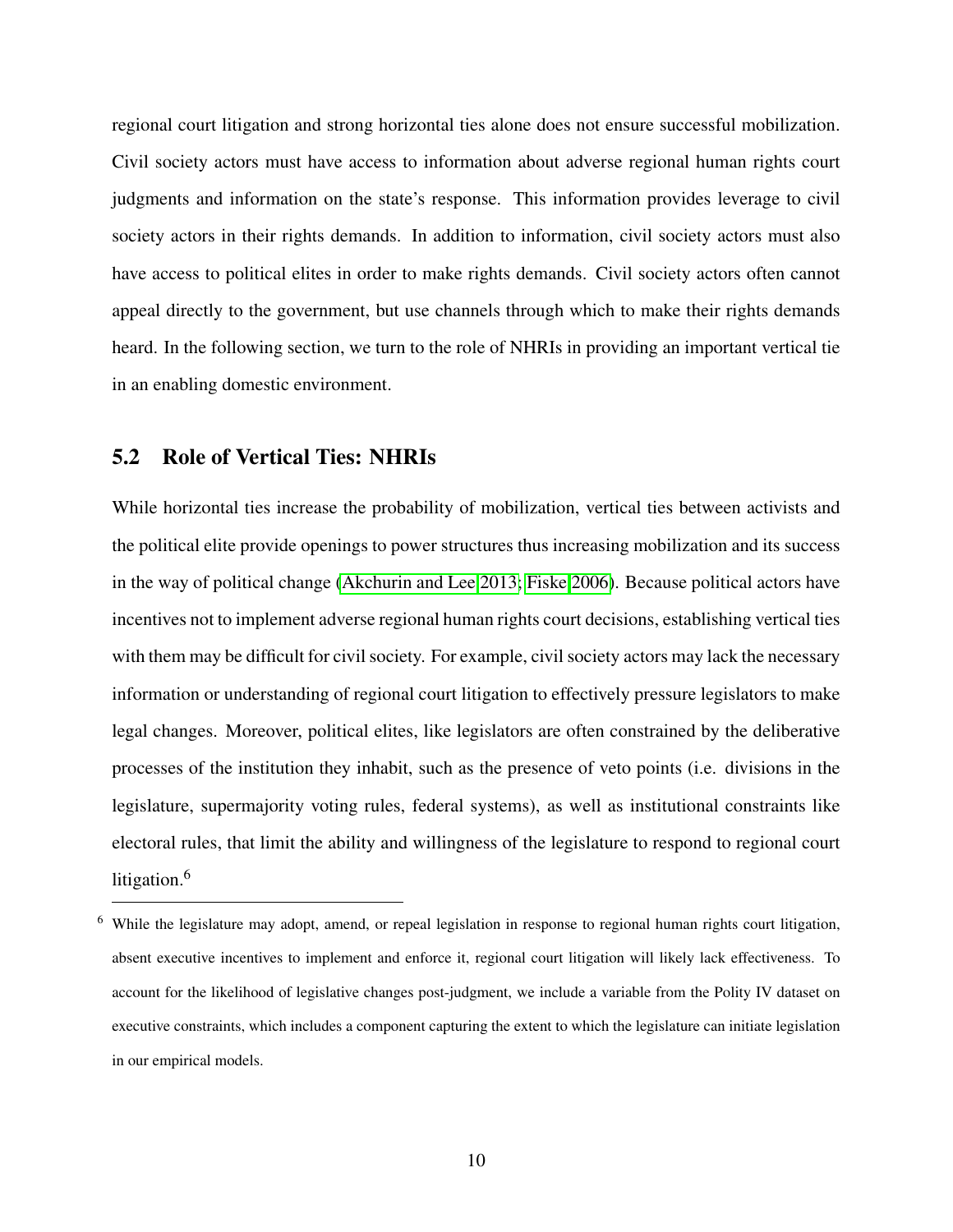regional court litigation and strong horizontal ties alone does not ensure successful mobilization. Civil society actors must have access to information about adverse regional human rights court judgments and information on the state's response. This information provides leverage to civil society actors in their rights demands. In addition to information, civil society actors must also have access to political elites in order to make rights demands. Civil society actors often cannot appeal directly to the government, but use channels through which to make their rights demands heard. In the following section, we turn to the role of NHRIs in providing an important vertical tie in an enabling domestic environment.

## 5.2 Role of Vertical Ties: NHRIs

While horizontal ties increase the probability of mobilization, vertical ties between activists and the political elite provide openings to power structures thus increasing mobilization and its success in the way of political change (Akchurin and Lee 2013; Fiske 2006). Because political actors have incentives not to implement adverse regional human rights court decisions, establishing vertical ties with them may be difficult for civil society. For example, civil society actors may lack the necessary information or understanding of regional court litigation to effectively pressure legislators to make legal changes. Moreover, political elites, like legislators are often constrained by the deliberative processes of the institution they inhabit, such as the presence of veto points (i.e. divisions in the legislature, supermajority voting rules, federal systems), as well as institutional constraints like electoral rules, that limit the ability and willingness of the legislature to respond to regional court litigation.[6]

[6] While the legislature may adopt, amend, or repeal legislation in response to regional human rights court litigation, absent executive incentives to implement and enforce it, regional court litigation will likely lack effectiveness. To account for the likelihood of legislative changes post-judgment, we include a variable from the Polity IV dataset on executive constraints, which includes a component capturing the extent to which the legislature can initiate legislation in our empirical models.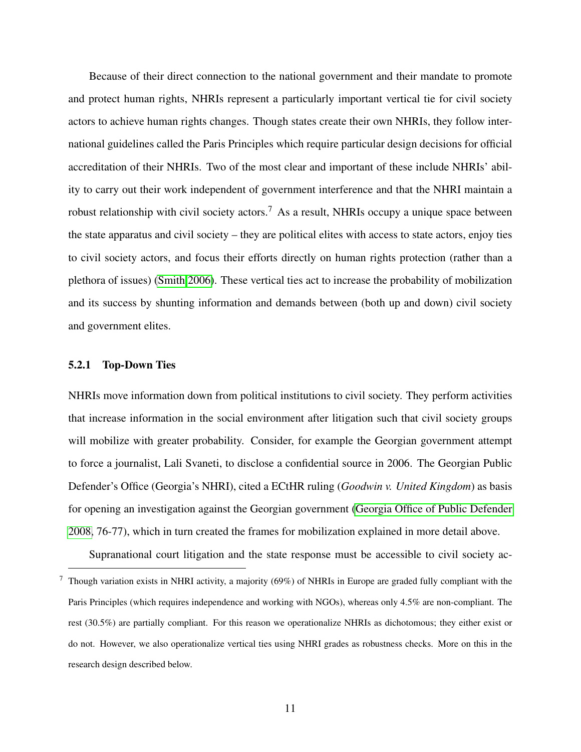Because of their direct connection to the national government and their mandate to promote and protect human rights, NHRIs represent a particularly important vertical tie for civil society actors to achieve human rights changes. Though states create their own NHRIs, they follow international guidelines called the Paris Principles which require particular design decisions for official accreditation of their NHRIs. Two of the most clear and important of these include NHRIs' ability to carry out their work independent of government interference and that the NHRI maintain a robust relationship with civil society actors.[7] As a result, NHRIs occupy a unique space between the state apparatus and civil society – they are political elites with access to state actors, enjoy ties to civil society actors, and focus their efforts directly on human rights protection (rather than a plethora of issues) (Smith 2006). These vertical ties act to increase the probability of mobilization and its success by shunting information and demands between (both up and down) civil society and government elites.

### 5.2.1 Top-Down Ties

NHRIs move information down from political institutions to civil society. They perform activities that increase information in the social environment after litigation such that civil society groups will mobilize with greater probability. Consider, for example the Georgian government attempt to force a journalist, Lali Svaneti, to disclose a confidential source in 2006. The Georgian Public Defender's Office (Georgia's NHRI), cited a ECtHR ruling (*Goodwin v. United Kingdom*) as basis for opening an investigation against the Georgian government (Georgia Office of Public Defender 2008, 76-77), which in turn created the frames for mobilization explained in more detail above.

Supranational court litigation and the state response must be accessible to civil society ac-

[7] Though variation exists in NHRI activity, a majority (69%) of NHRIs in Europe are graded fully compliant with the Paris Principles (which requires independence and working with NGOs), whereas only 4.5% are non-compliant. The rest (30.5%) are partially compliant. For this reason we operationalize NHRIs as dichotomous; they either exist or do not. However, we also operationalize vertical ties using NHRI grades as robustness checks. More on this in the research design described below.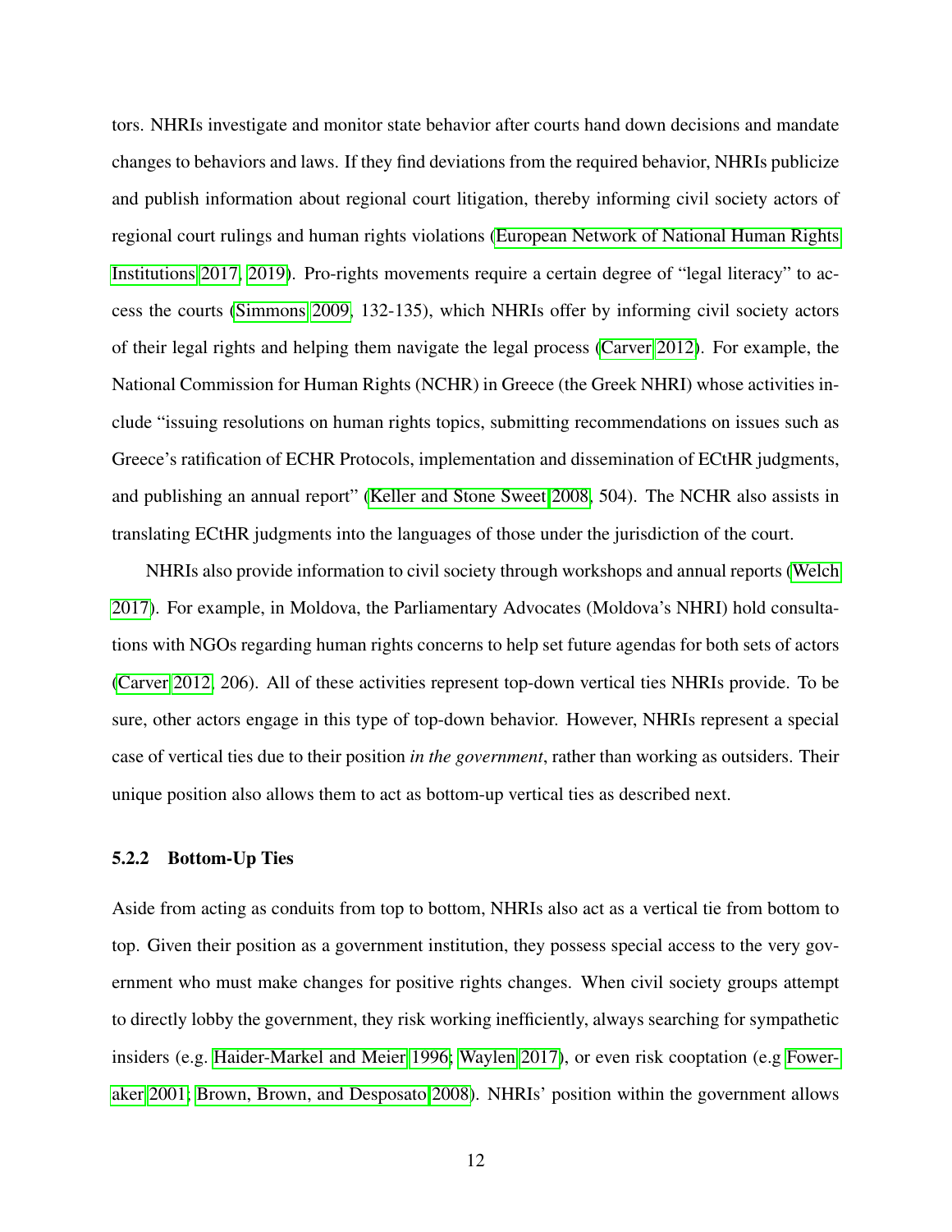tors. NHRIs investigate and monitor state behavior after courts hand down decisions and mandate changes to behaviors and laws. If they find deviations from the required behavior, NHRIs publicize and publish information about regional court litigation, thereby informing civil society actors of regional court rulings and human rights violations (European Network of National Human Rights Institutions 2017, 2019). Pro-rights movements require a certain degree of "legal literacy" to access the courts (Simmons 2009, 132-135), which NHRIs offer by informing civil society actors of their legal rights and helping them navigate the legal process (Carver 2012). For example, the National Commission for Human Rights (NCHR) in Greece (the Greek NHRI) whose activities include "issuing resolutions on human rights topics, submitting recommendations on issues such as Greece's ratification of ECHR Protocols, implementation and dissemination of ECtHR judgments, and publishing an annual report" (Keller and Stone Sweet 2008, 504). The NCHR also assists in translating ECtHR judgments into the languages of those under the jurisdiction of the court.

NHRIs also provide information to civil society through workshops and annual reports (Welch 2017). For example, in Moldova, the Parliamentary Advocates (Moldova's NHRI) hold consultations with NGOs regarding human rights concerns to help set future agendas for both sets of actors (Carver 2012, 206). All of these activities represent top-down vertical ties NHRIs provide. To be sure, other actors engage in this type of top-down behavior. However, NHRIs represent a special case of vertical ties due to their position *in the government*, rather than working as outsiders. Their unique position also allows them to act as bottom-up vertical ties as described next.

### 5.2.2 Bottom-Up Ties

Aside from acting as conduits from top to bottom, NHRIs also act as a vertical tie from bottom to top. Given their position as a government institution, they possess special access to the very government who must make changes for positive rights changes. When civil society groups attempt to directly lobby the government, they risk working inefficiently, always searching for sympathetic insiders (e.g. Haider-Markel and Meier 1996; Waylen 2017), or even risk cooptation (e.g Foweraker 2001; Brown, Brown, and Desposato 2008). NHRIs' position within the government allows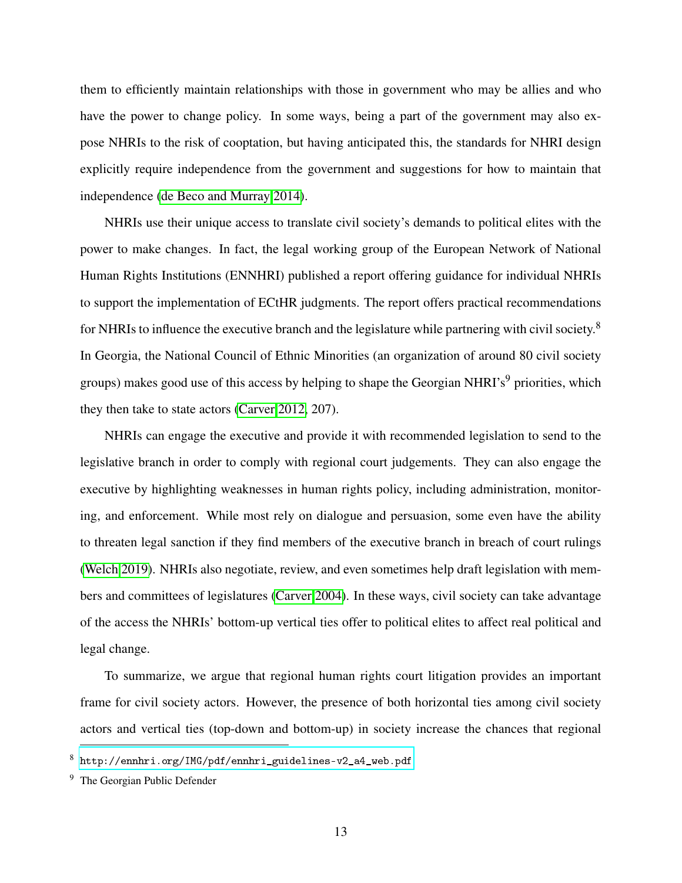them to efficiently maintain relationships with those in government who may be allies and who have the power to change policy. In some ways, being a part of the government may also expose NHRIs to the risk of cooptation, but having anticipated this, the standards for NHRI design explicitly require independence from the government and suggestions for how to maintain that independence (de Beco and Murray 2014).

NHRIs use their unique access to translate civil society's demands to political elites with the power to make changes. In fact, the legal working group of the European Network of National Human Rights Institutions (ENNHRI) published a report offering guidance for individual NHRIs to support the implementation of ECtHR judgments. The report offers practical recommendations for NHRIs to influence the executive branch and the legislature while partnering with civil society.[8] In Georgia, the National Council of Ethnic Minorities (an organization of around 80 civil society groups) makes good use of this access by helping to shape the Georgian NHRI's[9] priorities, which they then take to state actors (Carver 2012, 207).

NHRIs can engage the executive and provide it with recommended legislation to send to the legislative branch in order to comply with regional court judgements. They can also engage the executive by highlighting weaknesses in human rights policy, including administration, monitoring, and enforcement. While most rely on dialogue and persuasion, some even have the ability to threaten legal sanction if they find members of the executive branch in breach of court rulings (Welch 2019). NHRIs also negotiate, review, and even sometimes help draft legislation with members and committees of legislatures (Carver 2004). In these ways, civil society can take advantage of the access the NHRIs' bottom-up vertical ties offer to political elites to affect real political and legal change.

To summarize, we argue that regional human rights court litigation provides an important frame for civil society actors. However, the presence of both horizontal ties among civil society actors and vertical ties (top-down and bottom-up) in society increase the chances that regional

---

[8] http://ennhri.org/IMG/pdf/ennhri_guidelines-v2_a4_web.pdf

[9] The Georgian Public Defender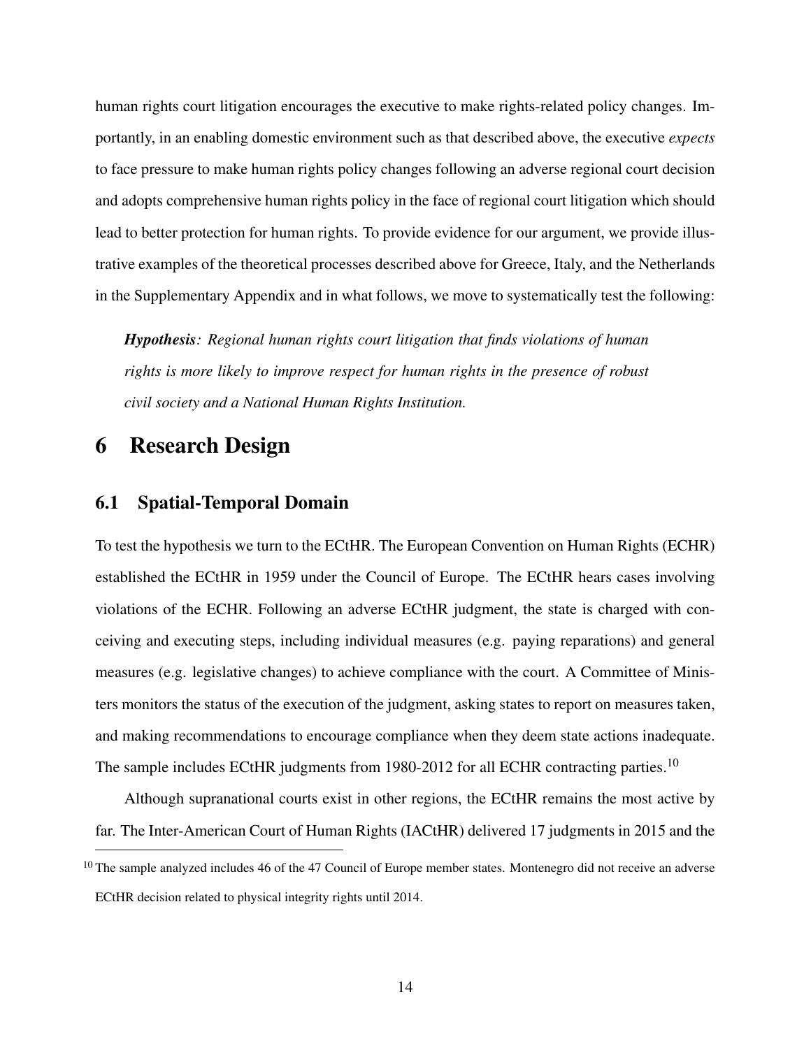human rights court litigation encourages the executive to make rights-related policy changes. Importantly, in an enabling domestic environment such as that described above, the executive *expects* to face pressure to make human rights policy changes following an adverse regional court decision and adopts comprehensive human rights policy in the face of regional court litigation which should lead to better protection for human rights. To provide evidence for our argument, we provide illustrative examples of the theoretical processes described above for Greece, Italy, and the Netherlands in the Supplementary Appendix and in what follows, we move to systematically test the following:

> ***Hypothesis****: Regional human rights court litigation that finds violations of human rights is more likely to improve respect for human rights in the presence of robust civil society and a National Human Rights Institution.*

# 6 Research Design

## 6.1 Spatial-Temporal Domain

To test the hypothesis we turn to the ECtHR. The European Convention on Human Rights (ECHR) established the ECtHR in 1959 under the Council of Europe. The ECtHR hears cases involving violations of the ECHR. Following an adverse ECtHR judgment, the state is charged with conceiving and executing steps, including individual measures (e.g. paying reparations) and general measures (e.g. legislative changes) to achieve compliance with the court. A Committee of Ministers monitors the status of the execution of the judgment, asking states to report on measures taken, and making recommendations to encourage compliance when they deem state actions inadequate. The sample includes ECtHR judgments from 1980-2012 for all ECHR contracting parties.[10]

Although supranational courts exist in other regions, the ECtHR remains the most active by far. The Inter-American Court of Human Rights (IACtHR) delivered 17 judgments in 2015 and the

[10] The sample analyzed includes 46 of the 47 Council of Europe member states. Montenegro did not receive an adverse ECtHR decision related to physical integrity rights until 2014.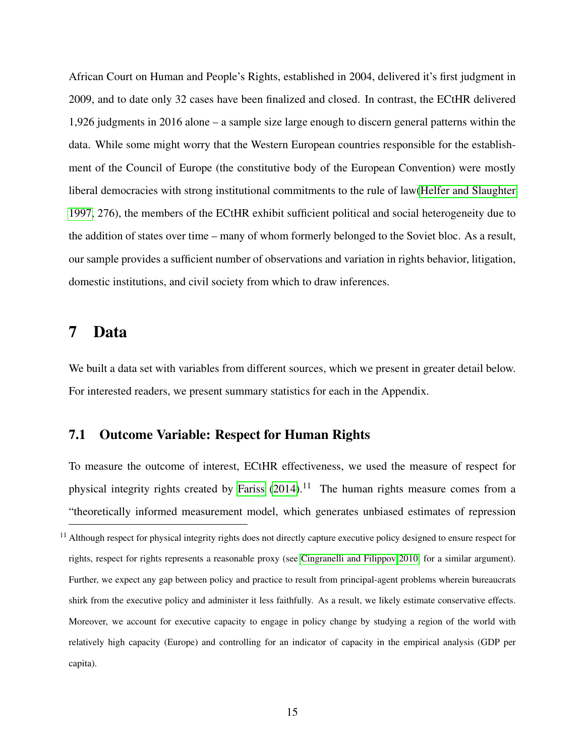African Court on Human and People's Rights, established in 2004, delivered it's first judgment in 2009, and to date only 32 cases have been finalized and closed. In contrast, the ECtHR delivered 1,926 judgments in 2016 alone – a sample size large enough to discern general patterns within the data. While some might worry that the Western European countries responsible for the establishment of the Council of Europe (the constitutive body of the European Convention) were mostly liberal democracies with strong institutional commitments to the rule of law(Helfer and Slaughter 1997, 276), the members of the ECtHR exhibit sufficient political and social heterogeneity due to the addition of states over time – many of whom formerly belonged to the Soviet bloc. As a result, our sample provides a sufficient number of observations and variation in rights behavior, litigation, domestic institutions, and civil society from which to draw inferences.

# 7 Data

We built a data set with variables from different sources, which we present in greater detail below. For interested readers, we present summary statistics for each in the Appendix.

## 7.1 Outcome Variable: Respect for Human Rights

To measure the outcome of interest, ECtHR effectiveness, we used the measure of respect for physical integrity rights created by Fariss (2014).[11] The human rights measure comes from a "theoretically informed measurement model, which generates unbiased estimates of repression

[11] Although respect for physical integrity rights does not directly capture executive policy designed to ensure respect for rights, respect for rights represents a reasonable proxy (see Cingranelli and Filippov 2010 for a similar argument). Further, we expect any gap between policy and practice to result from principal-agent problems wherein bureaucrats shirk from the executive policy and administer it less faithfully. As a result, we likely estimate conservative effects. Moreover, we account for executive capacity to engage in policy change by studying a region of the world with relatively high capacity (Europe) and controlling for an indicator of capacity in the empirical analysis (GDP per capita).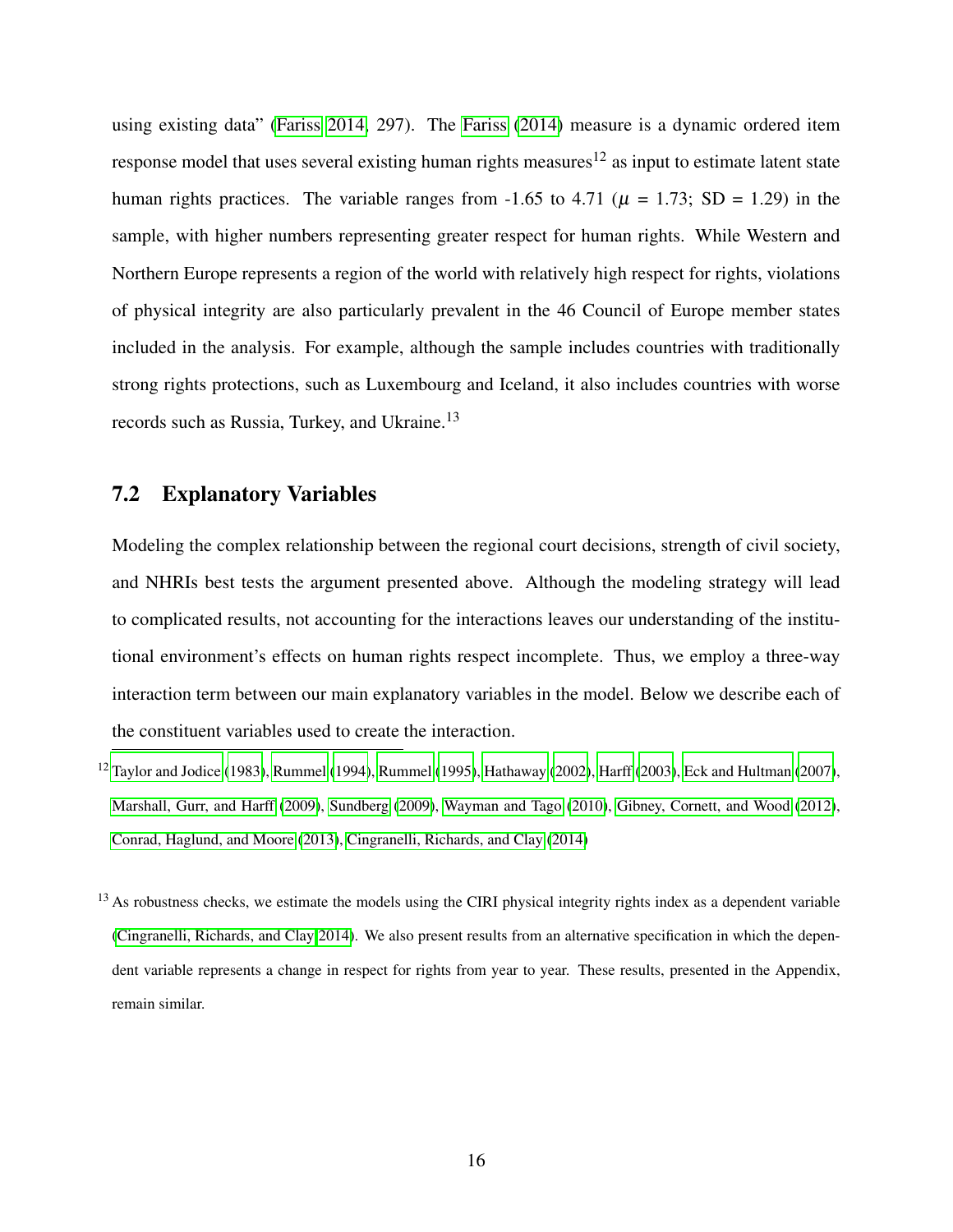using existing data" (Fariss 2014, 297). The Fariss (2014) measure is a dynamic ordered item response model that uses several existing human rights measures[12] as input to estimate latent state human rights practices. The variable ranges from -1.65 to 4.71 ($\mu$ = 1.73; SD = 1.29) in the sample, with higher numbers representing greater respect for human rights. While Western and Northern Europe represents a region of the world with relatively high respect for rights, violations of physical integrity are also particularly prevalent in the 46 Council of Europe member states included in the analysis. For example, although the sample includes countries with traditionally strong rights protections, such as Luxembourg and Iceland, it also includes countries with worse records such as Russia, Turkey, and Ukraine.[13]

## 7.2 Explanatory Variables

Modeling the complex relationship between the regional court decisions, strength of civil society, and NHRIs best tests the argument presented above. Although the modeling strategy will lead to complicated results, not accounting for the interactions leaves our understanding of the institutional environment's effects on human rights respect incomplete. Thus, we employ a three-way interaction term between our main explanatory variables in the model. Below we describe each of the constituent variables used to create the interaction.

[12] Taylor and Jodice (1983), Rummel (1994), Rummel (1995), Hathaway (2002), Harff (2003), Eck and Hultman (2007), Marshall, Gurr, and Harff (2009), Sundberg (2009), Wayman and Tago (2010), Gibney, Cornett, and Wood (2012), Conrad, Haglund, and Moore (2013), Cingranelli, Richards, and Clay (2014)

[13] As robustness checks, we estimate the models using the CIRI physical integrity rights index as a dependent variable (Cingranelli, Richards, and Clay 2014). We also present results from an alternative specification in which the dependent variable represents a change in respect for rights from year to year. These results, presented in the Appendix, remain similar.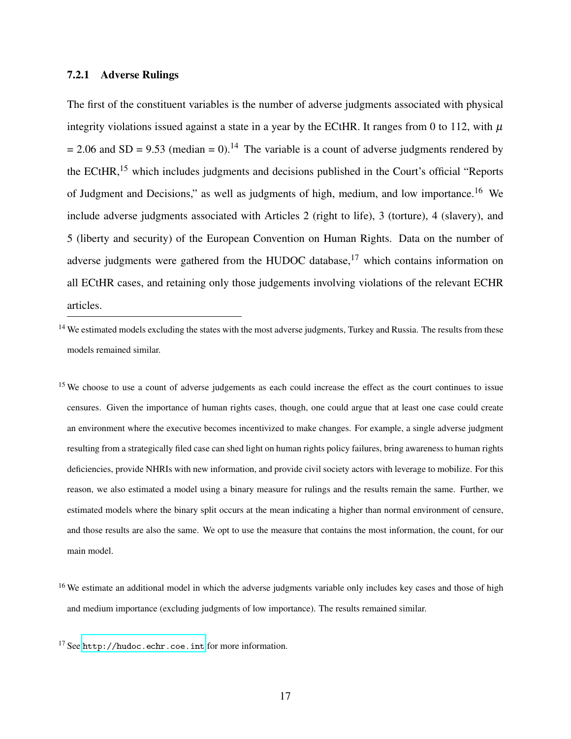### 7.2.1 Adverse Rulings

The first of the constituent variables is the number of adverse judgments associated with physical integrity violations issued against a state in a year by the ECtHR. It ranges from 0 to 112, with $\mu = 2.06$ and SD = 9.53 (median = 0).[14] The variable is a count of adverse judgments rendered by the ECtHR,[15] which includes judgments and decisions published in the Court's official "Reports of Judgment and Decisions," as well as judgments of high, medium, and low importance.[16] We include adverse judgments associated with Articles 2 (right to life), 3 (torture), 4 (slavery), and 5 (liberty and security) of the European Convention on Human Rights. Data on the number of adverse judgments were gathered from the HUDOC database,[17] which contains information on all ECtHR cases, and retaining only those judgements involving violations of the relevant ECHR articles.

---

[14] We estimated models excluding the states with the most adverse judgments, Turkey and Russia. The results from these models remained similar.

[15] We choose to use a count of adverse judgements as each could increase the effect as the court continues to issue censures. Given the importance of human rights cases, though, one could argue that at least one case could create an environment where the executive becomes incentivized to make changes. For example, a single adverse judgment resulting from a strategically filed case can shed light on human rights policy failures, bring awareness to human rights deficiencies, provide NHRIs with new information, and provide civil society actors with leverage to mobilize. For this reason, we also estimated a model using a binary measure for rulings and the results remain the same. Further, we estimated models where the binary split occurs at the mean indicating a higher than normal environment of censure, and those results are also the same. We opt to use the measure that contains the most information, the count, for our main model.

[16] We estimate an additional model in which the adverse judgments variable only includes key cases and those of high and medium importance (excluding judgments of low importance). The results remained similar.

[17] See http://hudoc.echr.coe.int for more information.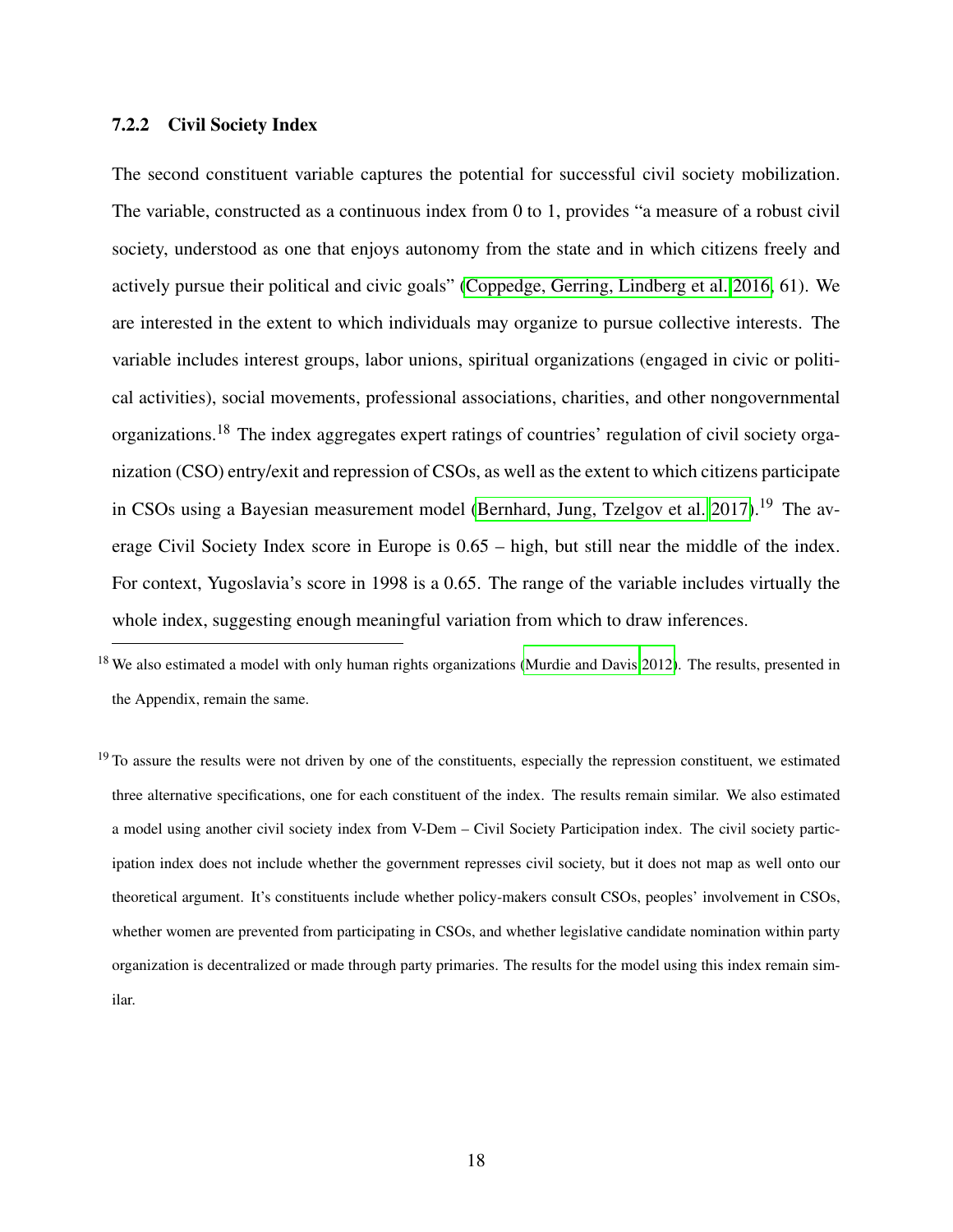### 7.2.2 Civil Society Index

The second constituent variable captures the potential for successful civil society mobilization. The variable, constructed as a continuous index from 0 to 1, provides "a measure of a robust civil society, understood as one that enjoys autonomy from the state and in which citizens freely and actively pursue their political and civic goals" (Coppedge, Gerring, Lindberg et al. 2016, 61). We are interested in the extent to which individuals may organize to pursue collective interests. The variable includes interest groups, labor unions, spiritual organizations (engaged in civic or political activities), social movements, professional associations, charities, and other nongovernmental organizations.[18] The index aggregates expert ratings of countries' regulation of civil society organization (CSO) entry/exit and repression of CSOs, as well as the extent to which citizens participate in CSOs using a Bayesian measurement model (Bernhard, Jung, Tzelgov et al. 2017).[19] The average Civil Society Index score in Europe is 0.65 – high, but still near the middle of the index. For context, Yugoslavia's score in 1998 is a 0.65. The range of the variable includes virtually the whole index, suggesting enough meaningful variation from which to draw inferences.

---

[18] We also estimated a model with only human rights organizations (Murdie and Davis 2012). The results, presented in the Appendix, remain the same.

[19] To assure the results were not driven by one of the constituents, especially the repression constituent, we estimated three alternative specifications, one for each constituent of the index. The results remain similar. We also estimated a model using another civil society index from V-Dem – Civil Society Participation index. The civil society participation index does not include whether the government represses civil society, but it does not map as well onto our theoretical argument. It's constituents include whether policy-makers consult CSOs, peoples' involvement in CSOs, whether women are prevented from participating in CSOs, and whether legislative candidate nomination within party organization is decentralized or made through party primaries. The results for the model using this index remain similar.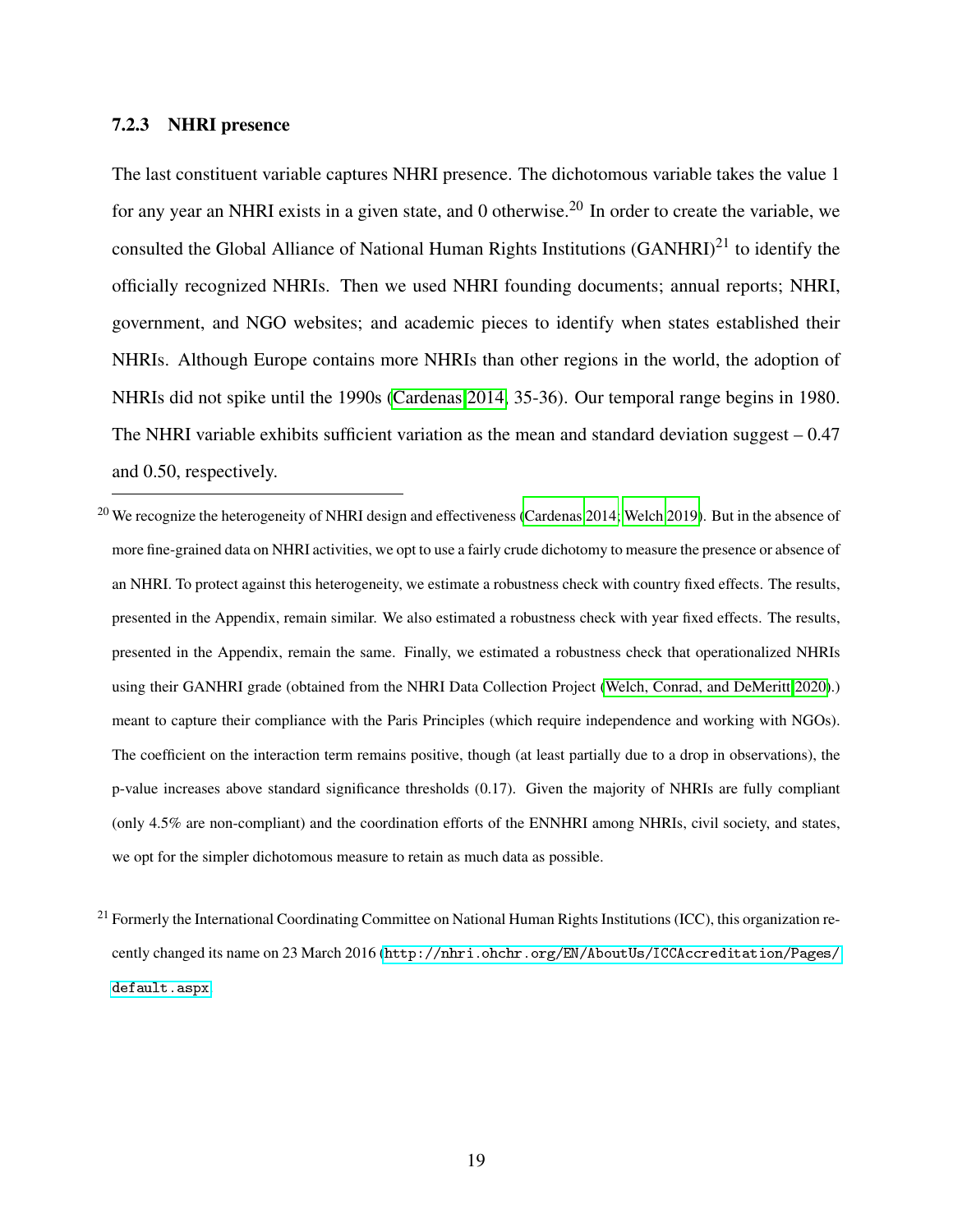### 7.2.3 NHRI presence

The last constituent variable captures NHRI presence. The dichotomous variable takes the value 1 for any year an NHRI exists in a given state, and 0 otherwise.[20] In order to create the variable, we consulted the Global Alliance of National Human Rights Institutions (GANHRI)[21] to identify the officially recognized NHRIs. Then we used NHRI founding documents; annual reports; NHRI, government, and NGO websites; and academic pieces to identify when states established their NHRIs. Although Europe contains more NHRIs than other regions in the world, the adoption of NHRIs did not spike until the 1990s (Cardenas 2014, 35-36). Our temporal range begins in 1980. The NHRI variable exhibits sufficient variation as the mean and standard deviation suggest – 0.47 and 0.50, respectively.

---

[20] We recognize the heterogeneity of NHRI design and effectiveness (Cardenas 2014; Welch 2019). But in the absence of more fine-grained data on NHRI activities, we opt to use a fairly crude dichotomy to measure the presence or absence of an NHRI. To protect against this heterogeneity, we estimate a robustness check with country fixed effects. The results, presented in the Appendix, remain similar. We also estimated a robustness check with year fixed effects. The results, presented in the Appendix, remain the same. Finally, we estimated a robustness check that operationalized NHRIs using their GANHRI grade (obtained from the NHRI Data Collection Project (Welch, Conrad, and DeMeritt 2020).) meant to capture their compliance with the Paris Principles (which require independence and working with NGOs). The coefficient on the interaction term remains positive, though (at least partially due to a drop in observations), the p-value increases above standard significance thresholds (0.17). Given the majority of NHRIs are fully compliant (only 4.5% are non-compliant) and the coordination efforts of the ENNHRI among NHRIs, civil society, and states, we opt for the simpler dichotomous measure to retain as much data as possible.

[21] Formerly the International Coordinating Committee on National Human Rights Institutions (ICC), this organization recently changed its name on 23 March 2016 (http://nhri.ohchr.org/EN/AboutUs/ICCAccreditation/Pages/default.aspx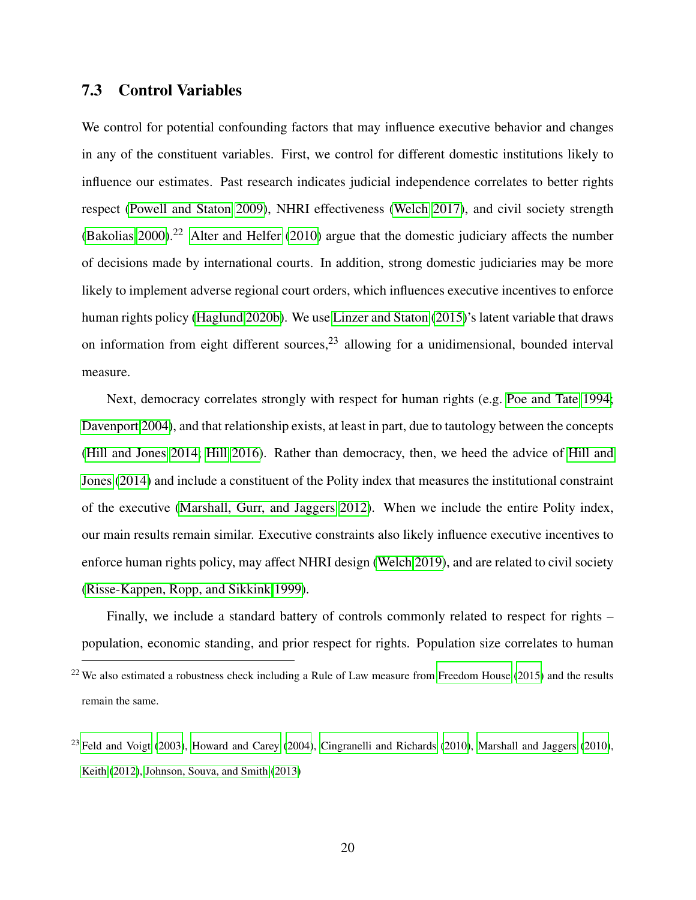### 7.3 Control Variables

We control for potential confounding factors that may influence executive behavior and changes in any of the constituent variables. First, we control for different domestic institutions likely to influence our estimates. Past research indicates judicial independence correlates to better rights respect (Powell and Staton 2009), NHRI effectiveness (Welch 2017), and civil society strength (Bakolias 2000).[22] Alter and Helfer (2010) argue that the domestic judiciary affects the number of decisions made by international courts. In addition, strong domestic judiciaries may be more likely to implement adverse regional court orders, which influences executive incentives to enforce human rights policy (Haglund 2020b). We use Linzer and Staton (2015)'s latent variable that draws on information from eight different sources,[23] allowing for a unidimensional, bounded interval measure.

Next, democracy correlates strongly with respect for human rights (e.g. Poe and Tate 1994; Davenport 2004), and that relationship exists, at least in part, due to tautology between the concepts (Hill and Jones 2014; Hill 2016). Rather than democracy, then, we heed the advice of Hill and Jones (2014) and include a constituent of the Polity index that measures the institutional constraint of the executive (Marshall, Gurr, and Jaggers 2012). When we include the entire Polity index, our main results remain similar. Executive constraints also likely influence executive incentives to enforce human rights policy, may affect NHRI design (Welch 2019), and are related to civil society (Risse-Kappen, Ropp, and Sikkink 1999).

Finally, we include a standard battery of controls commonly related to respect for rights – population, economic standing, and prior respect for rights. Population size correlates to human

[22] We also estimated a robustness check including a Rule of Law measure from Freedom House (2015) and the results remain the same.

[23] Feld and Voigt (2003), Howard and Carey (2004), Cingranelli and Richards (2010), Marshall and Jaggers (2010), Keith (2012), Johnson, Souva, and Smith (2013)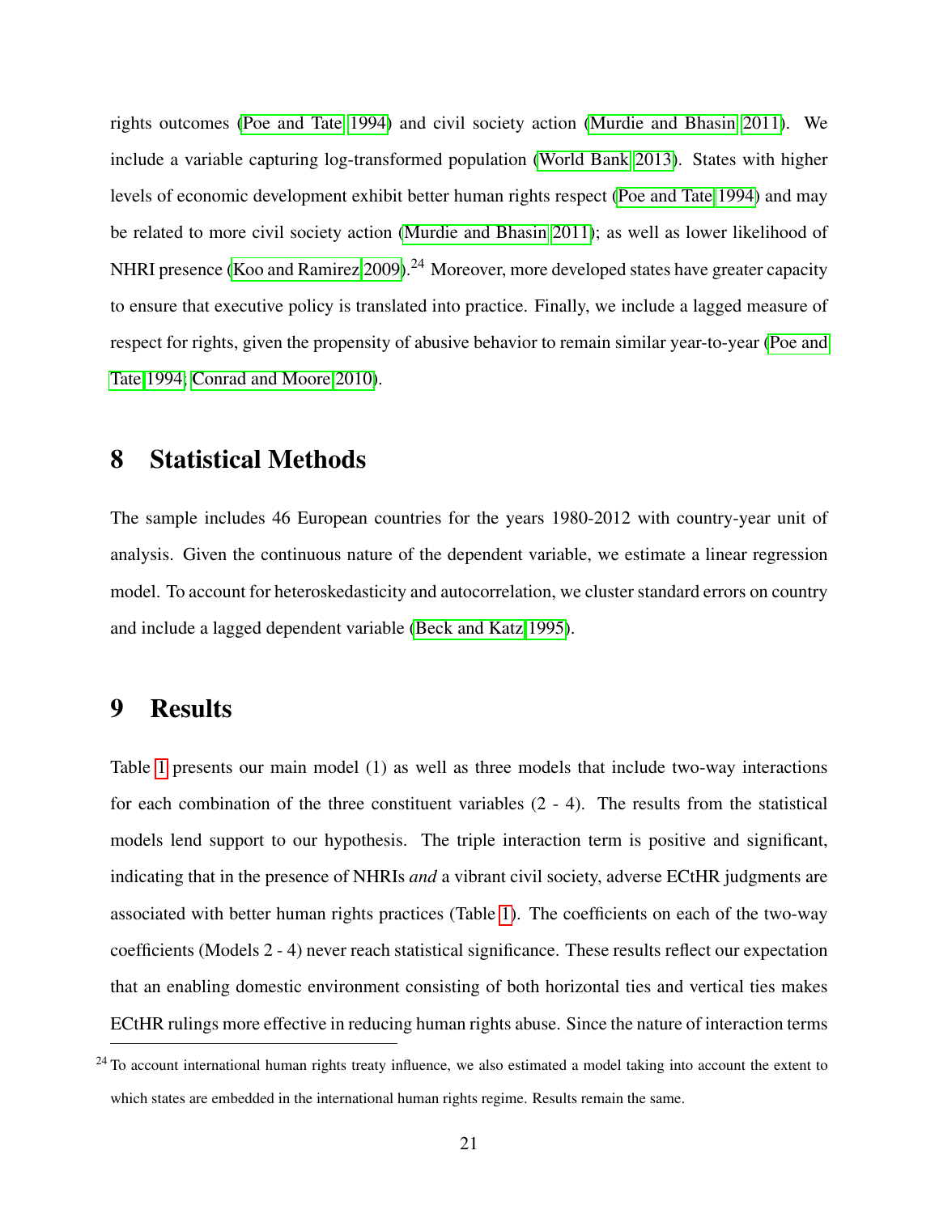rights outcomes (Poe and Tate 1994) and civil society action (Murdie and Bhasin 2011). We include a variable capturing log-transformed population (World Bank 2013). States with higher levels of economic development exhibit better human rights respect (Poe and Tate 1994) and may be related to more civil society action (Murdie and Bhasin 2011); as well as lower likelihood of NHRI presence (Koo and Ramirez 2009).[24] Moreover, more developed states have greater capacity to ensure that executive policy is translated into practice. Finally, we include a lagged measure of respect for rights, given the propensity of abusive behavior to remain similar year-to-year (Poe and Tate 1994; Conrad and Moore 2010).

# 8 Statistical Methods

The sample includes 46 European countries for the years 1980-2012 with country-year unit of analysis. Given the continuous nature of the dependent variable, we estimate a linear regression model. To account for heteroskedasticity and autocorrelation, we cluster standard errors on country and include a lagged dependent variable (Beck and Katz 1995).

# 9 Results

Table 1 presents our main model (1) as well as three models that include two-way interactions for each combination of the three constituent variables (2 - 4). The results from the statistical models lend support to our hypothesis. The triple interaction term is positive and significant, indicating that in the presence of NHRIs *and* a vibrant civil society, adverse ECtHR judgments are associated with better human rights practices (Table 1). The coefficients on each of the two-way coefficients (Models 2 - 4) never reach statistical significance. These results reflect our expectation that an enabling domestic environment consisting of both horizontal ties and vertical ties makes ECtHR rulings more effective in reducing human rights abuse. Since the nature of interaction terms

[24] To account international human rights treaty influence, we also estimated a model taking into account the extent to which states are embedded in the international human rights regime. Results remain the same.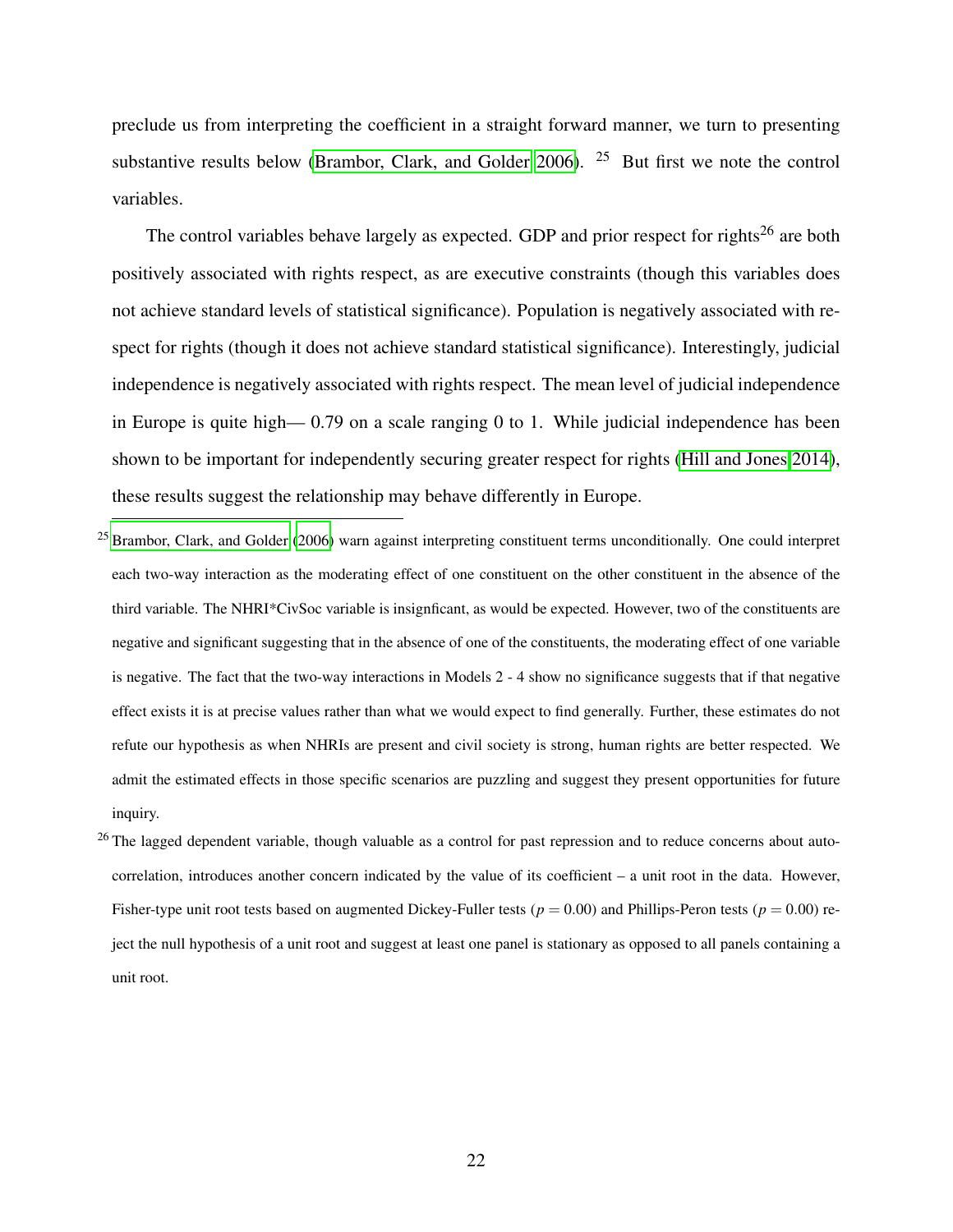preclude us from interpreting the coefficient in a straight forward manner, we turn to presenting substantive results below (Brambor, Clark, and Golder 2006). [25] But first we note the control variables.

The control variables behave largely as expected. GDP and prior respect for rights[26] are both positively associated with rights respect, as are executive constraints (though this variables does not achieve standard levels of statistical significance). Population is negatively associated with respect for rights (though it does not achieve standard statistical significance). Interestingly, judicial independence is negatively associated with rights respect. The mean level of judicial independence in Europe is quite high— 0.79 on a scale ranging 0 to 1. While judicial independence has been shown to be important for independently securing greater respect for rights (Hill and Jones 2014), these results suggest the relationship may behave differently in Europe.

[25] Brambor, Clark, and Golder (2006) warn against interpreting constituent terms unconditionally. One could interpret each two-way interaction as the moderating effect of one constituent on the other constituent in the absence of the third variable. The NHRI*CivSoc variable is insignficant, as would be expected. However, two of the constituents are negative and significant suggesting that in the absence of one of the constituents, the moderating effect of one variable is negative. The fact that the two-way interactions in Models 2 - 4 show no significance suggests that if that negative effect exists it is at precise values rather than what we would expect to find generally. Further, these estimates do not refute our hypothesis as when NHRIs are present and civil society is strong, human rights are better respected. We admit the estimated effects in those specific scenarios are puzzling and suggest they present opportunities for future inquiry.

[26] The lagged dependent variable, though valuable as a control for past repression and to reduce concerns about autocorrelation, introduces another concern indicated by the value of its coefficient – a unit root in the data. However, Fisher-type unit root tests based on augmented Dickey-Fuller tests ($p = 0.00$) and Phillips-Peron tests ($p = 0.00$) reject the null hypothesis of a unit root and suggest at least one panel is stationary as opposed to all panels containing a unit root.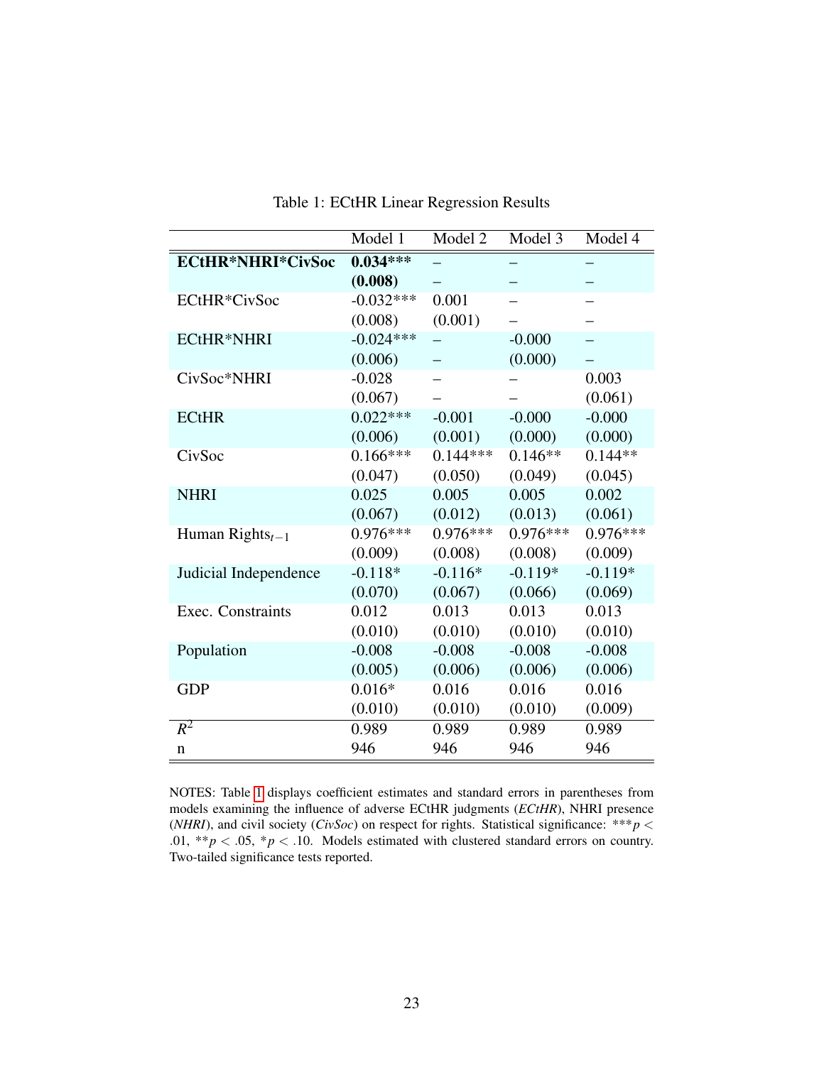Table 1: ECtHR Linear Regression Results

| | Model 1 | Model 2 | Model 3 | Model 4 |
|---|---|---|---|---|
| **ECtHR*NHRI*CivSoc** | **0.034***** | – | – | – |
| | **(0.008)** | – | – | – |
| ECtHR*CivSoc | -0.032*** | 0.001 | – | – |
| | (0.008) | (0.001) | – | – |
| ECtHR*NHRI | -0.024*** | – | -0.000 | – |
| | (0.006) | – | (0.000) | – |
| CivSoc*NHRI | -0.028 | – | – | 0.003 |
| | (0.067) | – | – | (0.061) |
| ECtHR | 0.022*** | -0.001 | -0.000 | -0.000 |
| | (0.006) | (0.001) | (0.000) | (0.000) |
| CivSoc | 0.166*** | 0.144*** | 0.146** | 0.144** |
| | (0.047) | (0.050) | (0.049) | (0.045) |
| NHRI | 0.025 | 0.005 | 0.005 | 0.002 |
| | (0.067) | (0.012) | (0.013) | (0.061) |
| Human Rights$_{t-1}$ | 0.976*** | 0.976*** | 0.976*** | 0.976*** |
| | (0.009) | (0.008) | (0.008) | (0.009) |
| Judicial Independence | -0.118* | -0.116* | -0.119* | -0.119* |
| | (0.070) | (0.067) | (0.066) | (0.069) |
| Exec. Constraints | 0.012 | 0.013 | 0.013 | 0.013 |
| | (0.010) | (0.010) | (0.010) | (0.010) |
| Population | -0.008 | -0.008 | -0.008 | -0.008 |
| | (0.005) | (0.006) | (0.006) | (0.006) |
| GDP | 0.016* | 0.016 | 0.016 | 0.016 |
| | (0.010) | (0.010) | (0.010) | (0.009) |
| $R^2$ | 0.989 | 0.989 | 0.989 | 0.989 |
| n | 946 | 946 | 946 | 946 |

NOTES: Table 1 displays coefficient estimates and standard errors in parentheses from models examining the influence of adverse ECtHR judgments (*ECtHR*), NHRI presence (*NHRI*), and civil society (*CivSoc*) on respect for rights. Statistical significance: ***$p < .01$, **$p < .05$, *$p < .10$. Models estimated with clustered standard errors on country. Two-tailed significance tests reported.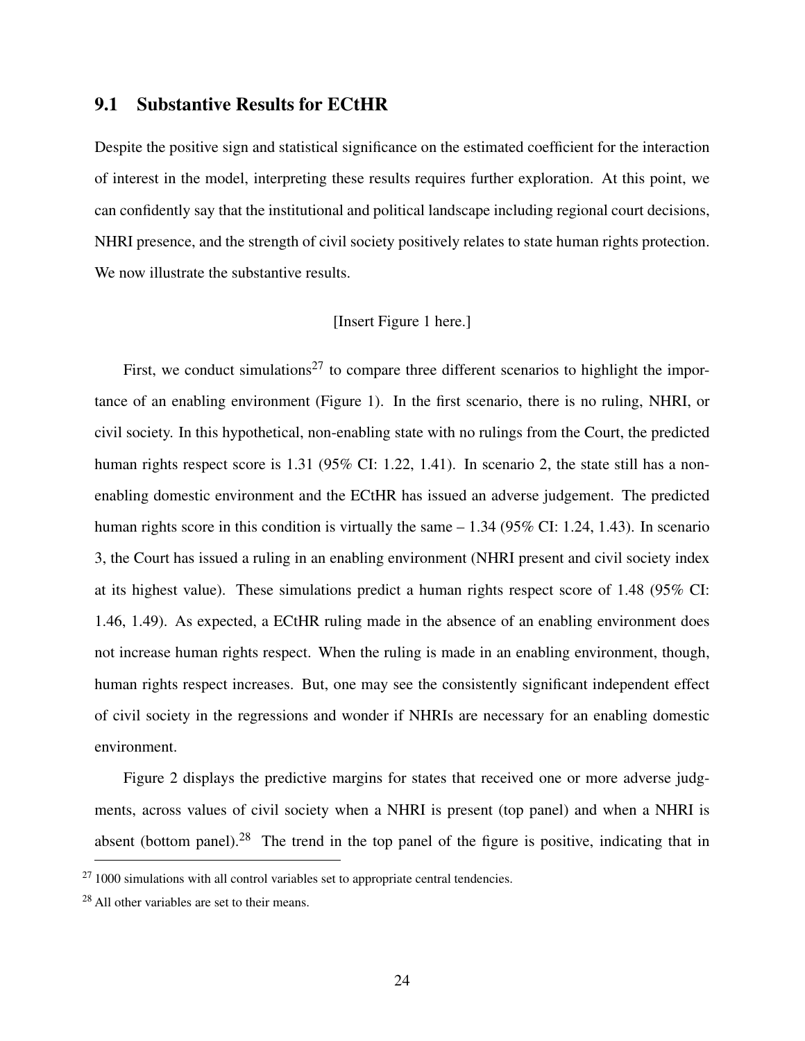### 9.1 Substantive Results for ECtHR

Despite the positive sign and statistical significance on the estimated coefficient for the interaction of interest in the model, interpreting these results requires further exploration. At this point, we can confidently say that the institutional and political landscape including regional court decisions, NHRI presence, and the strength of civil society positively relates to state human rights protection. We now illustrate the substantive results.

[Insert Figure 1 here.]

First, we conduct simulations[27] to compare three different scenarios to highlight the importance of an enabling environment (Figure 1). In the first scenario, there is no ruling, NHRI, or civil society. In this hypothetical, non-enabling state with no rulings from the Court, the predicted human rights respect score is 1.31 (95% CI: 1.22, 1.41). In scenario 2, the state still has a non-enabling domestic environment and the ECtHR has issued an adverse judgement. The predicted human rights score in this condition is virtually the same – 1.34 (95% CI: 1.24, 1.43). In scenario 3, the Court has issued a ruling in an enabling environment (NHRI present and civil society index at its highest value). These simulations predict a human rights respect score of 1.48 (95% CI: 1.46, 1.49). As expected, a ECtHR ruling made in the absence of an enabling environment does not increase human rights respect. When the ruling is made in an enabling environment, though, human rights respect increases. But, one may see the consistently significant independent effect of civil society in the regressions and wonder if NHRIs are necessary for an enabling domestic environment.

Figure 2 displays the predictive margins for states that received one or more adverse judgments, across values of civil society when a NHRI is present (top panel) and when a NHRI is absent (bottom panel).[28] The trend in the top panel of the figure is positive, indicating that in

[27] 1000 simulations with all control variables set to appropriate central tendencies.

[28] All other variables are set to their means.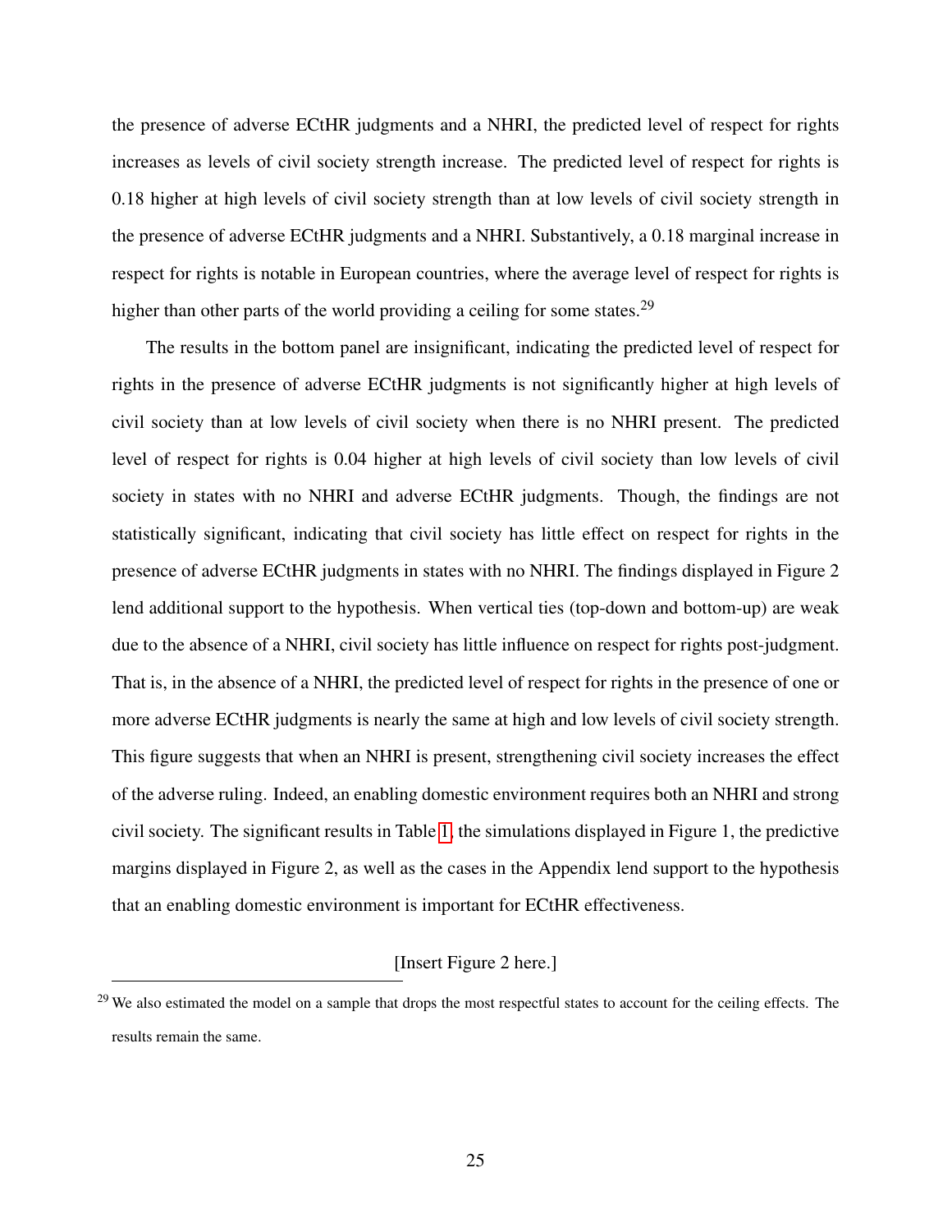the presence of adverse ECtHR judgments and a NHRI, the predicted level of respect for rights increases as levels of civil society strength increase. The predicted level of respect for rights is 0.18 higher at high levels of civil society strength than at low levels of civil society strength in the presence of adverse ECtHR judgments and a NHRI. Substantively, a 0.18 marginal increase in respect for rights is notable in European countries, where the average level of respect for rights is higher than other parts of the world providing a ceiling for some states.[29]

The results in the bottom panel are insignificant, indicating the predicted level of respect for rights in the presence of adverse ECtHR judgments is not significantly higher at high levels of civil society than at low levels of civil society when there is no NHRI present. The predicted level of respect for rights is 0.04 higher at high levels of civil society than low levels of civil society in states with no NHRI and adverse ECtHR judgments. Though, the findings are not statistically significant, indicating that civil society has little effect on respect for rights in the presence of adverse ECtHR judgments in states with no NHRI. The findings displayed in Figure 2 lend additional support to the hypothesis. When vertical ties (top-down and bottom-up) are weak due to the absence of a NHRI, civil society has little influence on respect for rights post-judgment. That is, in the absence of a NHRI, the predicted level of respect for rights in the presence of one or more adverse ECtHR judgments is nearly the same at high and low levels of civil society strength. This figure suggests that when an NHRI is present, strengthening civil society increases the effect of the adverse ruling. Indeed, an enabling domestic environment requires both an NHRI and strong civil society. The significant results in Table 1, the simulations displayed in Figure 1, the predictive margins displayed in Figure 2, as well as the cases in the Appendix lend support to the hypothesis that an enabling domestic environment is important for ECtHR effectiveness.

[Insert Figure 2 here.]

[29] We also estimated the model on a sample that drops the most respectful states to account for the ceiling effects. The results remain the same.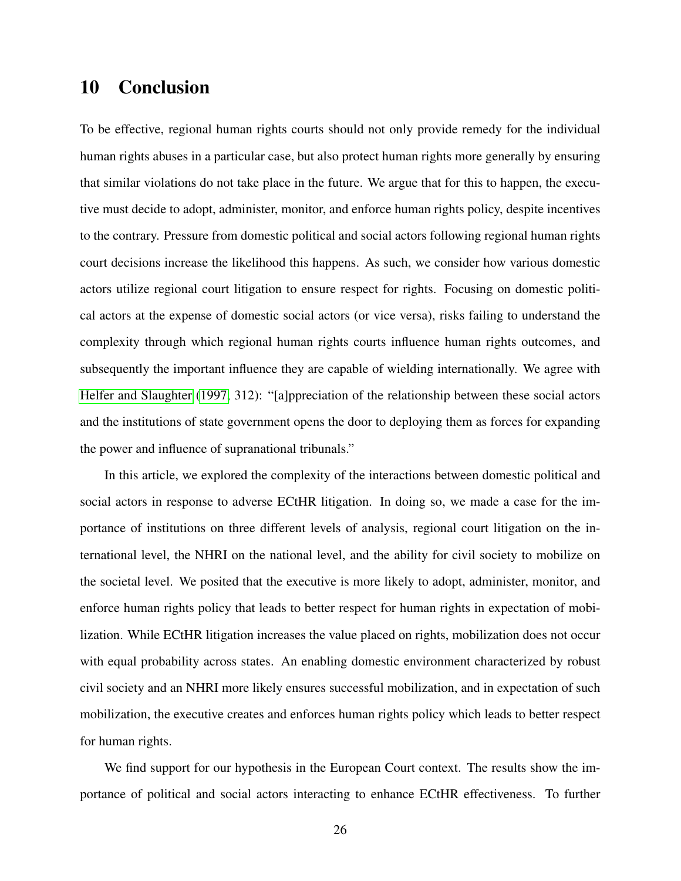# 10 Conclusion

To be effective, regional human rights courts should not only provide remedy for the individual human rights abuses in a particular case, but also protect human rights more generally by ensuring that similar violations do not take place in the future. We argue that for this to happen, the executive must decide to adopt, administer, monitor, and enforce human rights policy, despite incentives to the contrary. Pressure from domestic political and social actors following regional human rights court decisions increase the likelihood this happens. As such, we consider how various domestic actors utilize regional court litigation to ensure respect for rights. Focusing on domestic political actors at the expense of domestic social actors (or vice versa), risks failing to understand the complexity through which regional human rights courts influence human rights outcomes, and subsequently the important influence they are capable of wielding internationally. We agree with Helfer and Slaughter (1997, 312): "[a]ppreciation of the relationship between these social actors and the institutions of state government opens the door to deploying them as forces for expanding the power and influence of supranational tribunals."

In this article, we explored the complexity of the interactions between domestic political and social actors in response to adverse ECtHR litigation. In doing so, we made a case for the importance of institutions on three different levels of analysis, regional court litigation on the international level, the NHRI on the national level, and the ability for civil society to mobilize on the societal level. We posited that the executive is more likely to adopt, administer, monitor, and enforce human rights policy that leads to better respect for human rights in expectation of mobilization. While ECtHR litigation increases the value placed on rights, mobilization does not occur with equal probability across states. An enabling domestic environment characterized by robust civil society and an NHRI more likely ensures successful mobilization, and in expectation of such mobilization, the executive creates and enforces human rights policy which leads to better respect for human rights.

We find support for our hypothesis in the European Court context. The results show the importance of political and social actors interacting to enhance ECtHR effectiveness. To further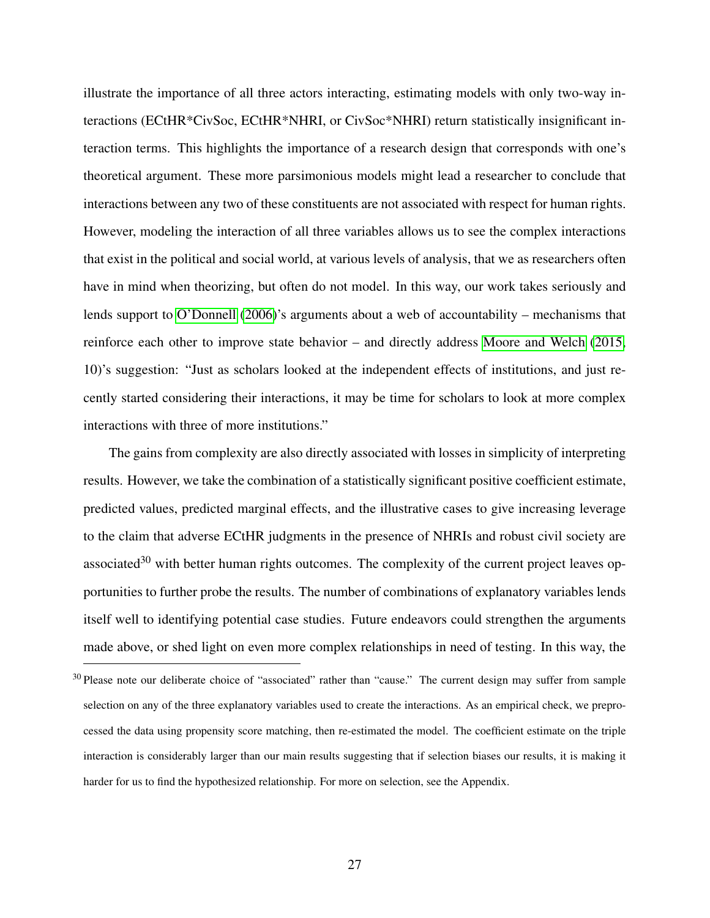illustrate the importance of all three actors interacting, estimating models with only two-way interactions (ECtHR*CivSoc, ECtHR*NHRI, or CivSoc*NHRI) return statistically insignificant interaction terms. This highlights the importance of a research design that corresponds with one's theoretical argument. These more parsimonious models might lead a researcher to conclude that interactions between any two of these constituents are not associated with respect for human rights. However, modeling the interaction of all three variables allows us to see the complex interactions that exist in the political and social world, at various levels of analysis, that we as researchers often have in mind when theorizing, but often do not model. In this way, our work takes seriously and lends support to O'Donnell (2006)'s arguments about a web of accountability – mechanisms that reinforce each other to improve state behavior – and directly address Moore and Welch (2015, 10)'s suggestion: "Just as scholars looked at the independent effects of institutions, and just recently started considering their interactions, it may be time for scholars to look at more complex interactions with three of more institutions."

The gains from complexity are also directly associated with losses in simplicity of interpreting results. However, we take the combination of a statistically significant positive coefficient estimate, predicted values, predicted marginal effects, and the illustrative cases to give increasing leverage to the claim that adverse ECtHR judgments in the presence of NHRIs and robust civil society are associated[30] with better human rights outcomes. The complexity of the current project leaves opportunities to further probe the results. The number of combinations of explanatory variables lends itself well to identifying potential case studies. Future endeavors could strengthen the arguments made above, or shed light on even more complex relationships in need of testing. In this way, the

[30] Please note our deliberate choice of "associated" rather than "cause." The current design may suffer from sample selection on any of the three explanatory variables used to create the interactions. As an empirical check, we preprocessed the data using propensity score matching, then re-estimated the model. The coefficient estimate on the triple interaction is considerably larger than our main results suggesting that if selection biases our results, it is making it harder for us to find the hypothesized relationship. For more on selection, see the Appendix.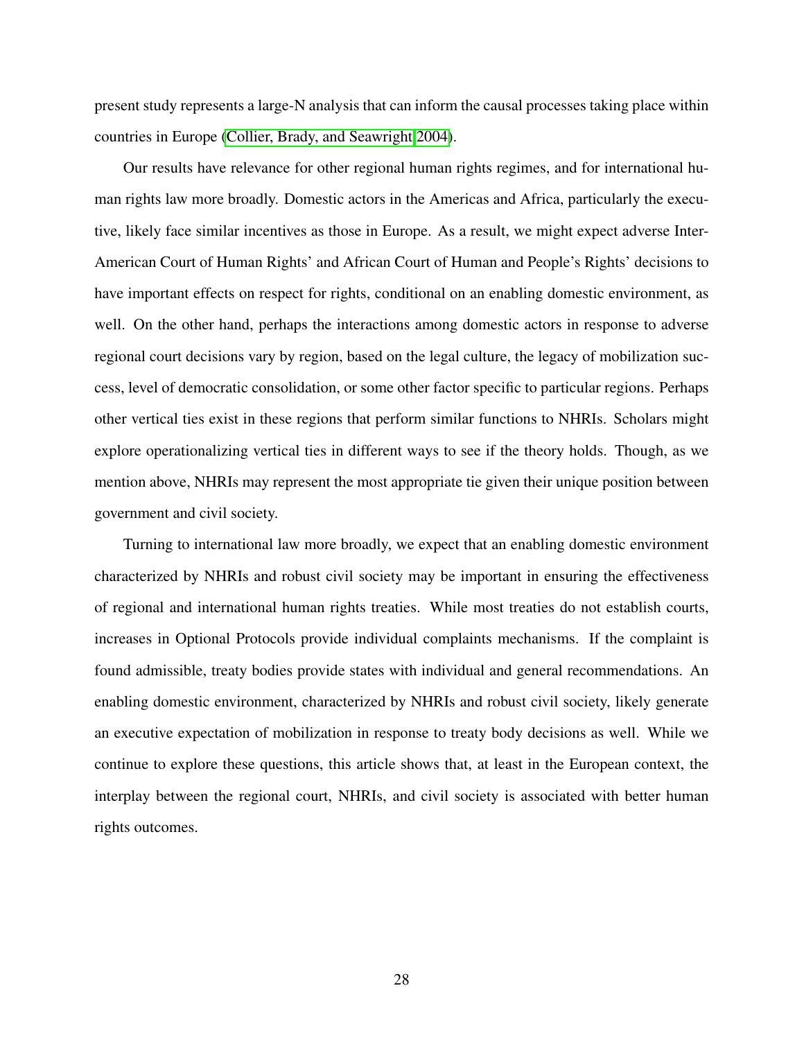present study represents a large-N analysis that can inform the causal processes taking place within countries in Europe (Collier, Brady, and Seawright 2004).

Our results have relevance for other regional human rights regimes, and for international human rights law more broadly. Domestic actors in the Americas and Africa, particularly the executive, likely face similar incentives as those in Europe. As a result, we might expect adverse Inter-American Court of Human Rights' and African Court of Human and People's Rights' decisions to have important effects on respect for rights, conditional on an enabling domestic environment, as well. On the other hand, perhaps the interactions among domestic actors in response to adverse regional court decisions vary by region, based on the legal culture, the legacy of mobilization success, level of democratic consolidation, or some other factor specific to particular regions. Perhaps other vertical ties exist in these regions that perform similar functions to NHRIs. Scholars might explore operationalizing vertical ties in different ways to see if the theory holds. Though, as we mention above, NHRIs may represent the most appropriate tie given their unique position between government and civil society.

Turning to international law more broadly, we expect that an enabling domestic environment characterized by NHRIs and robust civil society may be important in ensuring the effectiveness of regional and international human rights treaties. While most treaties do not establish courts, increases in Optional Protocols provide individual complaints mechanisms. If the complaint is found admissible, treaty bodies provide states with individual and general recommendations. An enabling domestic environment, characterized by NHRIs and robust civil society, likely generate an executive expectation of mobilization in response to treaty body decisions as well. While we continue to explore these questions, this article shows that, at least in the European context, the interplay between the regional court, NHRIs, and civil society is associated with better human rights outcomes.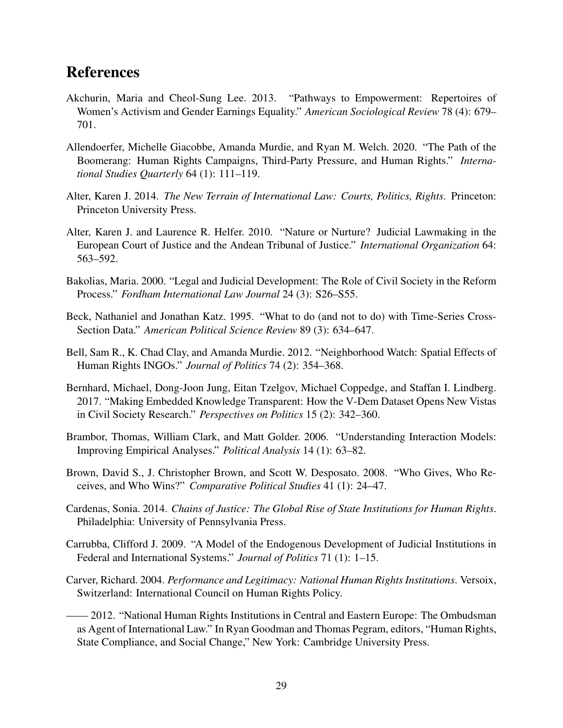## References

Akchurin, Maria and Cheol-Sung Lee. 2013. "Pathways to Empowerment: Repertoires of Women's Activism and Gender Earnings Equality." *American Sociological Review* 78 (4): 679–701.

Allendoerfer, Michelle Giacobbe, Amanda Murdie, and Ryan M. Welch. 2020. "The Path of the Boomerang: Human Rights Campaigns, Third-Party Pressure, and Human Rights." *International Studies Quarterly* 64 (1): 111–119.

Alter, Karen J. 2014. *The New Terrain of International Law: Courts, Politics, Rights*. Princeton: Princeton University Press.

Alter, Karen J. and Laurence R. Helfer. 2010. "Nature or Nurture? Judicial Lawmaking in the European Court of Justice and the Andean Tribunal of Justice." *International Organization* 64: 563–592.

Bakolias, Maria. 2000. "Legal and Judicial Development: The Role of Civil Society in the Reform Process." *Fordham International Law Journal* 24 (3): S26–S55.

Beck, Nathaniel and Jonathan Katz. 1995. "What to do (and not to do) with Time-Series Cross-Section Data." *American Political Science Review* 89 (3): 634–647.

Bell, Sam R., K. Chad Clay, and Amanda Murdie. 2012. "Neighborhood Watch: Spatial Effects of Human Rights INGOs." *Journal of Politics* 74 (2): 354–368.

Bernhard, Michael, Dong-Joon Jung, Eitan Tzelgov, Michael Coppedge, and Staffan I. Lindberg. 2017. "Making Embedded Knowledge Transparent: How the V-Dem Dataset Opens New Vistas in Civil Society Research." *Perspectives on Politics* 15 (2): 342–360.

Brambor, Thomas, William Clark, and Matt Golder. 2006. "Understanding Interaction Models: Improving Empirical Analyses." *Political Analysis* 14 (1): 63–82.

Brown, David S., J. Christopher Brown, and Scott W. Desposato. 2008. "Who Gives, Who Receives, and Who Wins?" *Comparative Political Studies* 41 (1): 24–47.

Cardenas, Sonia. 2014. *Chains of Justice: The Global Rise of State Institutions for Human Rights*. Philadelphia: University of Pennsylvania Press.

Carrubba, Clifford J. 2009. "A Model of the Endogenous Development of Judicial Institutions in Federal and International Systems." *Journal of Politics* 71 (1): 1–15.

Carver, Richard. 2004. *Performance and Legitimacy: National Human Rights Institutions*. Versoix, Switzerland: International Council on Human Rights Policy.

—— 2012. "National Human Rights Institutions in Central and Eastern Europe: The Ombudsman as Agent of International Law." In Ryan Goodman and Thomas Pegram, editors, "Human Rights, State Compliance, and Social Change," New York: Cambridge University Press.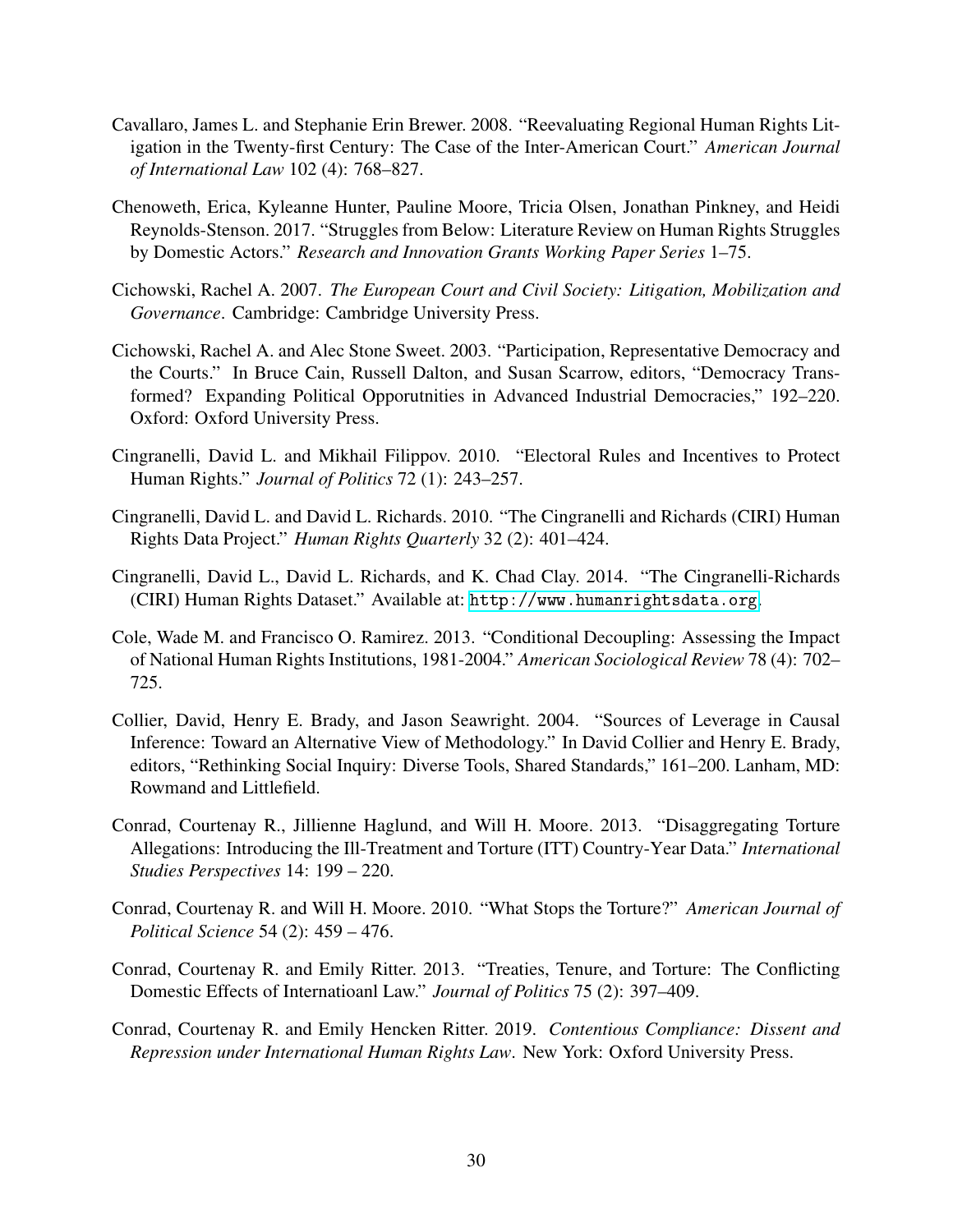Cavallaro, James L. and Stephanie Erin Brewer. 2008. "Reevaluating Regional Human Rights Litigation in the Twenty-first Century: The Case of the Inter-American Court." *American Journal of International Law* 102 (4): 768–827.

Chenoweth, Erica, Kyleanne Hunter, Pauline Moore, Tricia Olsen, Jonathan Pinkney, and Heidi Reynolds-Stenson. 2017. "Struggles from Below: Literature Review on Human Rights Struggles by Domestic Actors." *Research and Innovation Grants Working Paper Series* 1–75.

Cichowski, Rachel A. 2007. *The European Court and Civil Society: Litigation, Mobilization and Governance*. Cambridge: Cambridge University Press.

Cichowski, Rachel A. and Alec Stone Sweet. 2003. "Participation, Representative Democracy and the Courts." In Bruce Cain, Russell Dalton, and Susan Scarrow, editors, "Democracy Transformed? Expanding Political Opporutnities in Advanced Industrial Democracies," 192–220. Oxford: Oxford University Press.

Cingranelli, David L. and Mikhail Filippov. 2010. "Electoral Rules and Incentives to Protect Human Rights." *Journal of Politics* 72 (1): 243–257.

Cingranelli, David L. and David L. Richards. 2010. "The Cingranelli and Richards (CIRI) Human Rights Data Project." *Human Rights Quarterly* 32 (2): 401–424.

Cingranelli, David L., David L. Richards, and K. Chad Clay. 2014. "The Cingranelli-Richards (CIRI) Human Rights Dataset." Available at: http://www.humanrightsdata.org.

Cole, Wade M. and Francisco O. Ramirez. 2013. "Conditional Decoupling: Assessing the Impact of National Human Rights Institutions, 1981-2004." *American Sociological Review* 78 (4): 702–725.

Collier, David, Henry E. Brady, and Jason Seawright. 2004. "Sources of Leverage in Causal Inference: Toward an Alternative View of Methodology." In David Collier and Henry E. Brady, editors, "Rethinking Social Inquiry: Diverse Tools, Shared Standards," 161–200. Lanham, MD: Rowmand and Littlefield.

Conrad, Courtenay R., Jillienne Haglund, and Will H. Moore. 2013. "Disaggregating Torture Allegations: Introducing the Ill-Treatment and Torture (ITT) Country-Year Data." *International Studies Perspectives* 14: 199 – 220.

Conrad, Courtenay R. and Will H. Moore. 2010. "What Stops the Torture?" *American Journal of Political Science* 54 (2): 459 – 476.

Conrad, Courtenay R. and Emily Ritter. 2013. "Treaties, Tenure, and Torture: The Conflicting Domestic Effects of Internatioanl Law." *Journal of Politics* 75 (2): 397–409.

Conrad, Courtenay R. and Emily Hencken Ritter. 2019. *Contentious Compliance: Dissent and Repression under International Human Rights Law*. New York: Oxford University Press.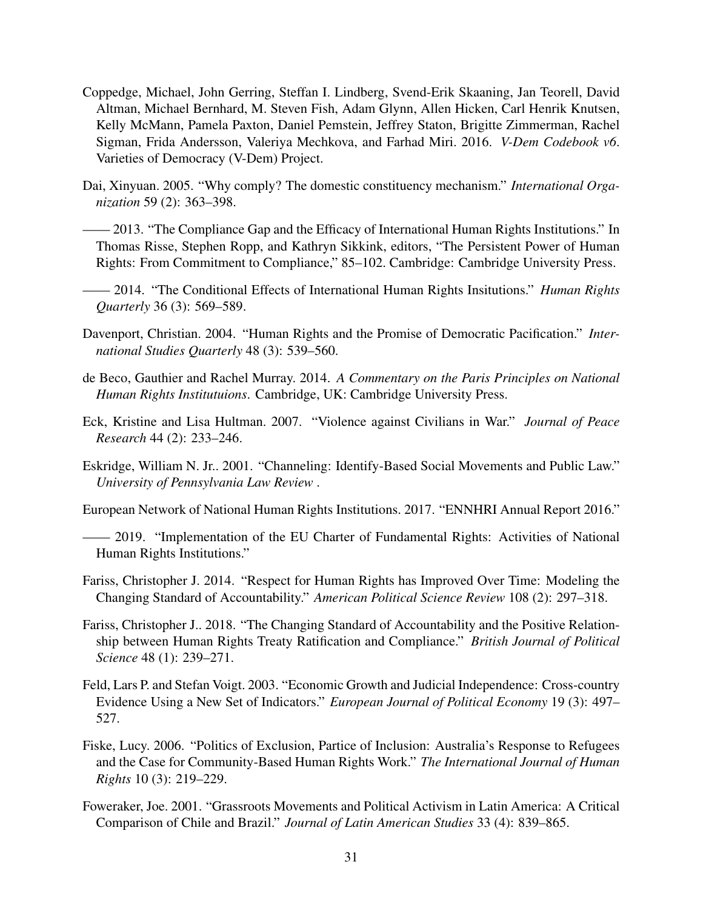Coppedge, Michael, John Gerring, Steffan I. Lindberg, Svend-Erik Skaaning, Jan Teorell, David Altman, Michael Bernhard, M. Steven Fish, Adam Glynn, Allen Hicken, Carl Henrik Knutsen, Kelly McMann, Pamela Paxton, Daniel Pemstein, Jeffrey Staton, Brigitte Zimmerman, Rachel Sigman, Frida Andersson, Valeriya Mechkova, and Farhad Miri. 2016. *V-Dem Codebook v6*. Varieties of Democracy (V-Dem) Project.

Dai, Xinyuan. 2005. "Why comply? The domestic constituency mechanism." *International Organization* 59 (2): 363–398.

—— 2013. "The Compliance Gap and the Efficacy of International Human Rights Institutions." In Thomas Risse, Stephen Ropp, and Kathryn Sikkink, editors, "The Persistent Power of Human Rights: From Commitment to Compliance," 85–102. Cambridge: Cambridge University Press.

—— 2014. "The Conditional Effects of International Human Rights Insitutions." *Human Rights Quarterly* 36 (3): 569–589.

Davenport, Christian. 2004. "Human Rights and the Promise of Democratic Pacification." *International Studies Quarterly* 48 (3): 539–560.

de Beco, Gauthier and Rachel Murray. 2014. *A Commentary on the Paris Principles on National Human Rights Institutuions*. Cambridge, UK: Cambridge University Press.

Eck, Kristine and Lisa Hultman. 2007. "Violence against Civilians in War." *Journal of Peace Research* 44 (2): 233–246.

Eskridge, William N. Jr.. 2001. "Channeling: Identify-Based Social Movements and Public Law." *University of Pennsylvania Law Review* .

European Network of National Human Rights Institutions. 2017. "ENNHRI Annual Report 2016."

—— 2019. "Implementation of the EU Charter of Fundamental Rights: Activities of National Human Rights Institutions."

Fariss, Christopher J. 2014. "Respect for Human Rights has Improved Over Time: Modeling the Changing Standard of Accountability." *American Political Science Review* 108 (2): 297–318.

Fariss, Christopher J.. 2018. "The Changing Standard of Accountability and the Positive Relationship between Human Rights Treaty Ratification and Compliance." *British Journal of Political Science* 48 (1): 239–271.

Feld, Lars P. and Stefan Voigt. 2003. "Economic Growth and Judicial Independence: Cross-country Evidence Using a New Set of Indicators." *European Journal of Political Economy* 19 (3): 497–527.

Fiske, Lucy. 2006. "Politics of Exclusion, Partice of Inclusion: Australia's Response to Refugees and the Case for Community-Based Human Rights Work." *The International Journal of Human Rights* 10 (3): 219–229.

Foweraker, Joe. 2001. "Grassroots Movements and Political Activism in Latin America: A Critical Comparison of Chile and Brazil." *Journal of Latin American Studies* 33 (4): 839–865.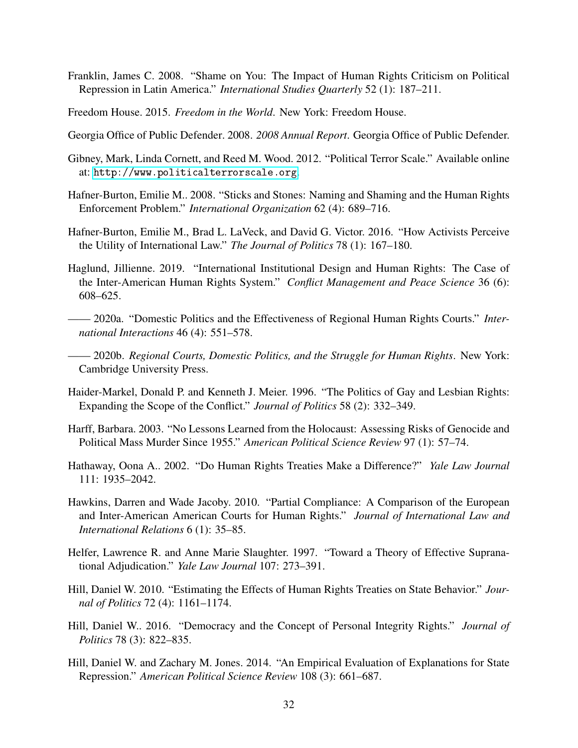Franklin, James C. 2008. "Shame on You: The Impact of Human Rights Criticism on Political Repression in Latin America." *International Studies Quarterly* 52 (1): 187–211.

Freedom House. 2015. *Freedom in the World*. New York: Freedom House.

Georgia Office of Public Defender. 2008. *2008 Annual Report*. Georgia Office of Public Defender.

Gibney, Mark, Linda Cornett, and Reed M. Wood. 2012. "Political Terror Scale." Available online at: http://www.politicalterrorscale.org

Hafner-Burton, Emilie M.. 2008. "Sticks and Stones: Naming and Shaming and the Human Rights Enforcement Problem." *International Organization* 62 (4): 689–716.

Hafner-Burton, Emilie M., Brad L. LaVeck, and David G. Victor. 2016. "How Activists Perceive the Utility of International Law." *The Journal of Politics* 78 (1): 167–180.

Haglund, Jillienne. 2019. "International Institutional Design and Human Rights: The Case of the Inter-American Human Rights System." *Conflict Management and Peace Science* 36 (6): 608–625.

—— 2020a. "Domestic Politics and the Effectiveness of Regional Human Rights Courts." *International Interactions* 46 (4): 551–578.

—— 2020b. *Regional Courts, Domestic Politics, and the Struggle for Human Rights*. New York: Cambridge University Press.

Haider-Markel, Donald P. and Kenneth J. Meier. 1996. "The Politics of Gay and Lesbian Rights: Expanding the Scope of the Conflict." *Journal of Politics* 58 (2): 332–349.

Harff, Barbara. 2003. "No Lessons Learned from the Holocaust: Assessing Risks of Genocide and Political Mass Murder Since 1955." *American Political Science Review* 97 (1): 57–74.

Hathaway, Oona A.. 2002. "Do Human Rights Treaties Make a Difference?" *Yale Law Journal* 111: 1935–2042.

Hawkins, Darren and Wade Jacoby. 2010. "Partial Compliance: A Comparison of the European and Inter-American American Courts for Human Rights." *Journal of International Law and International Relations* 6 (1): 35–85.

Helfer, Lawrence R. and Anne Marie Slaughter. 1997. "Toward a Theory of Effective Supranational Adjudication." *Yale Law Journal* 107: 273–391.

Hill, Daniel W. 2010. "Estimating the Effects of Human Rights Treaties on State Behavior." *Journal of Politics* 72 (4): 1161–1174.

Hill, Daniel W.. 2016. "Democracy and the Concept of Personal Integrity Rights." *Journal of Politics* 78 (3): 822–835.

Hill, Daniel W. and Zachary M. Jones. 2014. "An Empirical Evaluation of Explanations for State Repression." *American Political Science Review* 108 (3): 661–687.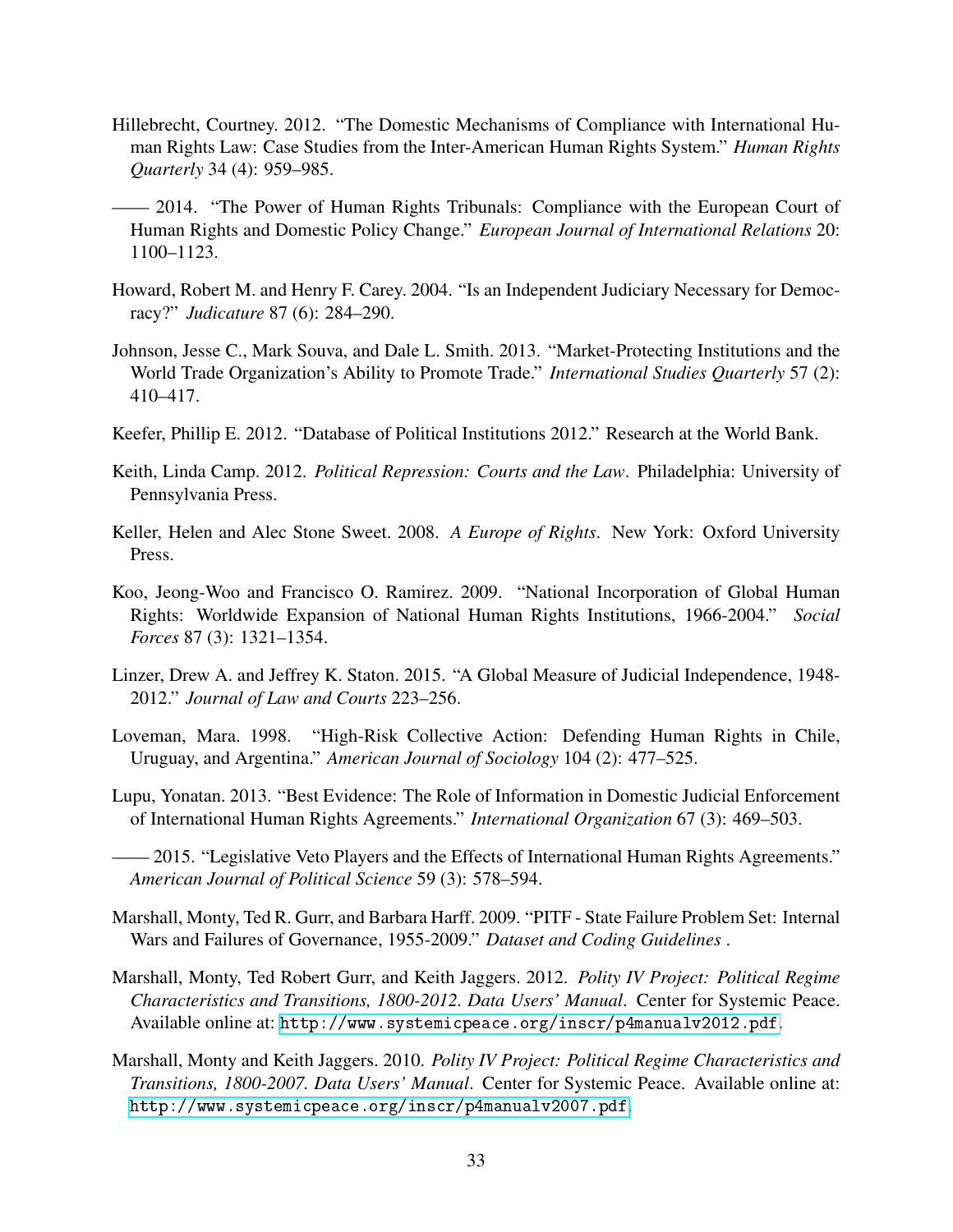Hillebrecht, Courtney. 2012. "The Domestic Mechanisms of Compliance with International Human Rights Law: Case Studies from the Inter-American Human Rights System." *Human Rights Quarterly* 34 (4): 959–985.

—— 2014. "The Power of Human Rights Tribunals: Compliance with the European Court of Human Rights and Domestic Policy Change." *European Journal of International Relations* 20: 1100–1123.

Howard, Robert M. and Henry F. Carey. 2004. "Is an Independent Judiciary Necessary for Democracy?" *Judicature* 87 (6): 284–290.

Johnson, Jesse C., Mark Souva, and Dale L. Smith. 2013. "Market-Protecting Institutions and the World Trade Organization's Ability to Promote Trade." *International Studies Quarterly* 57 (2): 410–417.

Keefer, Phillip E. 2012. "Database of Political Institutions 2012." Research at the World Bank.

Keith, Linda Camp. 2012. *Political Repression: Courts and the Law*. Philadelphia: University of Pennsylvania Press.

Keller, Helen and Alec Stone Sweet. 2008. *A Europe of Rights*. New York: Oxford University Press.

Koo, Jeong-Woo and Francisco O. Ramirez. 2009. "National Incorporation of Global Human Rights: Worldwide Expansion of National Human Rights Institutions, 1966-2004." *Social Forces* 87 (3): 1321–1354.

Linzer, Drew A. and Jeffrey K. Staton. 2015. "A Global Measure of Judicial Independence, 1948-2012." *Journal of Law and Courts* 223–256.

Loveman, Mara. 1998. "High-Risk Collective Action: Defending Human Rights in Chile, Uruguay, and Argentina." *American Journal of Sociology* 104 (2): 477–525.

Lupu, Yonatan. 2013. "Best Evidence: The Role of Information in Domestic Judicial Enforcement of International Human Rights Agreements." *International Organization* 67 (3): 469–503.

—— 2015. "Legislative Veto Players and the Effects of International Human Rights Agreements." *American Journal of Political Science* 59 (3): 578–594.

Marshall, Monty, Ted R. Gurr, and Barbara Harff. 2009. "PITF - State Failure Problem Set: Internal Wars and Failures of Governance, 1955-2009." *Dataset and Coding Guidelines* .

Marshall, Monty, Ted Robert Gurr, and Keith Jaggers. 2012. *Polity IV Project: Political Regime Characteristics and Transitions, 1800-2012. Data Users' Manual*. Center for Systemic Peace. Available online at: http://www.systemicpeace.org/inscr/p4manualv2012.pdf.

Marshall, Monty and Keith Jaggers. 2010. *Polity IV Project: Political Regime Characteristics and Transitions, 1800-2007. Data Users' Manual*. Center for Systemic Peace. Available online at: http://www.systemicpeace.org/inscr/p4manualv2007.pdf.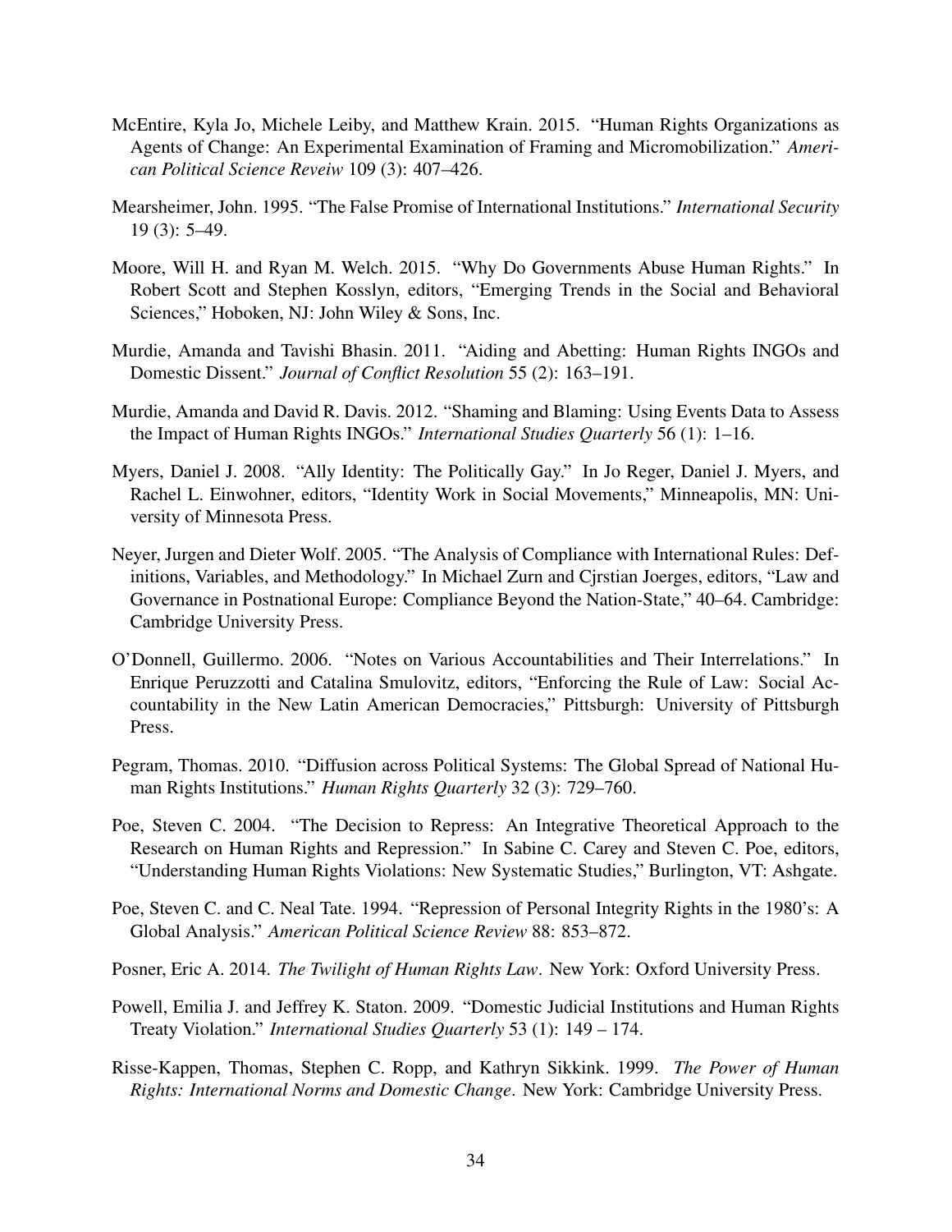McEntire, Kyla Jo, Michele Leiby, and Matthew Krain. 2015. "Human Rights Organizations as Agents of Change: An Experimental Examination of Framing and Micromobilization." *American Political Science Reveiw* 109 (3): 407–426.

Mearsheimer, John. 1995. "The False Promise of International Institutions." *International Security* 19 (3): 5–49.

Moore, Will H. and Ryan M. Welch. 2015. "Why Do Governments Abuse Human Rights." In Robert Scott and Stephen Kosslyn, editors, "Emerging Trends in the Social and Behavioral Sciences," Hoboken, NJ: John Wiley & Sons, Inc.

Murdie, Amanda and Tavishi Bhasin. 2011. "Aiding and Abetting: Human Rights INGOs and Domestic Dissent." *Journal of Conflict Resolution* 55 (2): 163–191.

Murdie, Amanda and David R. Davis. 2012. "Shaming and Blaming: Using Events Data to Assess the Impact of Human Rights INGOs." *International Studies Quarterly* 56 (1): 1–16.

Myers, Daniel J. 2008. "Ally Identity: The Politically Gay." In Jo Reger, Daniel J. Myers, and Rachel L. Einwohner, editors, "Identity Work in Social Movements," Minneapolis, MN: University of Minnesota Press.

Neyer, Jurgen and Dieter Wolf. 2005. "The Analysis of Compliance with International Rules: Definitions, Variables, and Methodology." In Michael Zurn and Cjrstian Joerges, editors, "Law and Governance in Postnational Europe: Compliance Beyond the Nation-State," 40–64. Cambridge: Cambridge University Press.

O'Donnell, Guillermo. 2006. "Notes on Various Accountabilities and Their Interrelations." In Enrique Peruzzotti and Catalina Smulovitz, editors, "Enforcing the Rule of Law: Social Accountability in the New Latin American Democracies," Pittsburgh: University of Pittsburgh Press.

Pegram, Thomas. 2010. "Diffusion across Political Systems: The Global Spread of National Human Rights Institutions." *Human Rights Quarterly* 32 (3): 729–760.

Poe, Steven C. 2004. "The Decision to Repress: An Integrative Theoretical Approach to the Research on Human Rights and Repression." In Sabine C. Carey and Steven C. Poe, editors, "Understanding Human Rights Violations: New Systematic Studies," Burlington, VT: Ashgate.

Poe, Steven C. and C. Neal Tate. 1994. "Repression of Personal Integrity Rights in the 1980's: A Global Analysis." *American Political Science Review* 88: 853–872.

Posner, Eric A. 2014. *The Twilight of Human Rights Law*. New York: Oxford University Press.

Powell, Emilia J. and Jeffrey K. Staton. 2009. "Domestic Judicial Institutions and Human Rights Treaty Violation." *International Studies Quarterly* 53 (1): 149 – 174.

Risse-Kappen, Thomas, Stephen C. Ropp, and Kathryn Sikkink. 1999. *The Power of Human Rights: International Norms and Domestic Change*. New York: Cambridge University Press.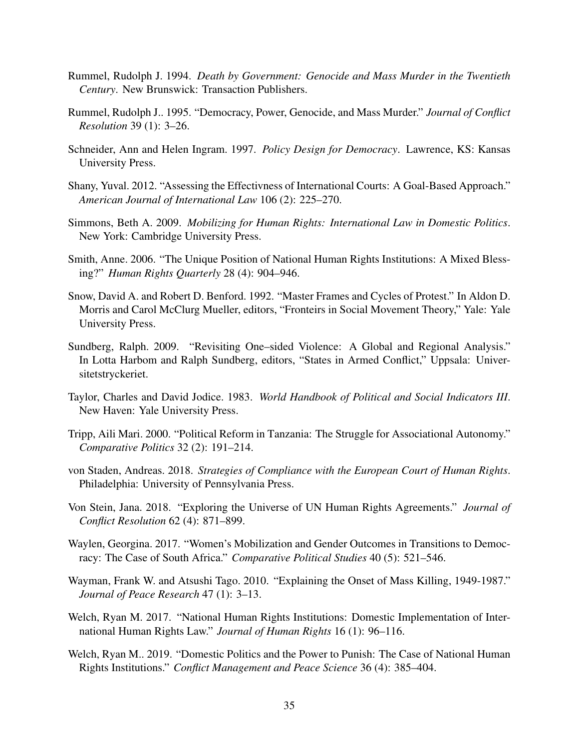Rummel, Rudolph J. 1994. *Death by Government: Genocide and Mass Murder in the Twentieth Century*. New Brunswick: Transaction Publishers.

Rummel, Rudolph J.. 1995. "Democracy, Power, Genocide, and Mass Murder." *Journal of Conflict Resolution* 39 (1): 3–26.

Schneider, Ann and Helen Ingram. 1997. *Policy Design for Democracy*. Lawrence, KS: Kansas University Press.

Shany, Yuval. 2012. "Assessing the Effectivness of International Courts: A Goal-Based Approach." *American Journal of International Law* 106 (2): 225–270.

Simmons, Beth A. 2009. *Mobilizing for Human Rights: International Law in Domestic Politics*. New York: Cambridge University Press.

Smith, Anne. 2006. "The Unique Position of National Human Rights Institutions: A Mixed Blessing?" *Human Rights Quarterly* 28 (4): 904–946.

Snow, David A. and Robert D. Benford. 1992. "Master Frames and Cycles of Protest." In Aldon D. Morris and Carol McClurg Mueller, editors, "Fronteirs in Social Movement Theory," Yale: Yale University Press.

Sundberg, Ralph. 2009. "Revisiting One–sided Violence: A Global and Regional Analysis." In Lotta Harbom and Ralph Sundberg, editors, "States in Armed Conflict," Uppsala: Universitetstryckeriet.

Taylor, Charles and David Jodice. 1983. *World Handbook of Political and Social Indicators III*. New Haven: Yale University Press.

Tripp, Aili Mari. 2000. "Political Reform in Tanzania: The Struggle for Associational Autonomy." *Comparative Politics* 32 (2): 191–214.

von Staden, Andreas. 2018. *Strategies of Compliance with the European Court of Human Rights*. Philadelphia: University of Pennsylvania Press.

Von Stein, Jana. 2018. "Exploring the Universe of UN Human Rights Agreements." *Journal of Conflict Resolution* 62 (4): 871–899.

Waylen, Georgina. 2017. "Women's Mobilization and Gender Outcomes in Transitions to Democracy: The Case of South Africa." *Comparative Political Studies* 40 (5): 521–546.

Wayman, Frank W. and Atsushi Tago. 2010. "Explaining the Onset of Mass Killing, 1949-1987." *Journal of Peace Research* 47 (1): 3–13.

Welch, Ryan M. 2017. "National Human Rights Institutions: Domestic Implementation of International Human Rights Law." *Journal of Human Rights* 16 (1): 96–116.

Welch, Ryan M.. 2019. "Domestic Politics and the Power to Punish: The Case of National Human Rights Institutions." *Conflict Management and Peace Science* 36 (4): 385–404.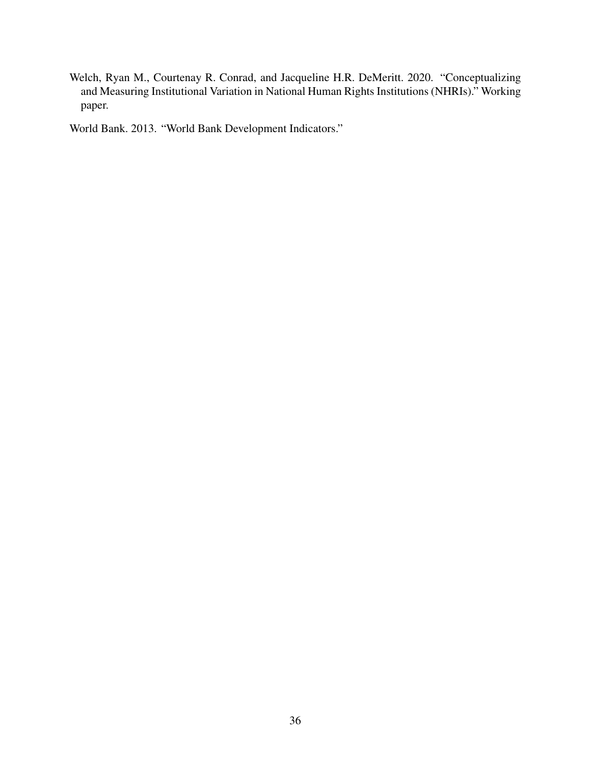Welch, Ryan M., Courtenay R. Conrad, and Jacqueline H.R. DeMeritt. 2020. "Conceptualizing and Measuring Institutional Variation in National Human Rights Institutions (NHRIs)." Working paper.

World Bank. 2013. "World Bank Development Indicators."